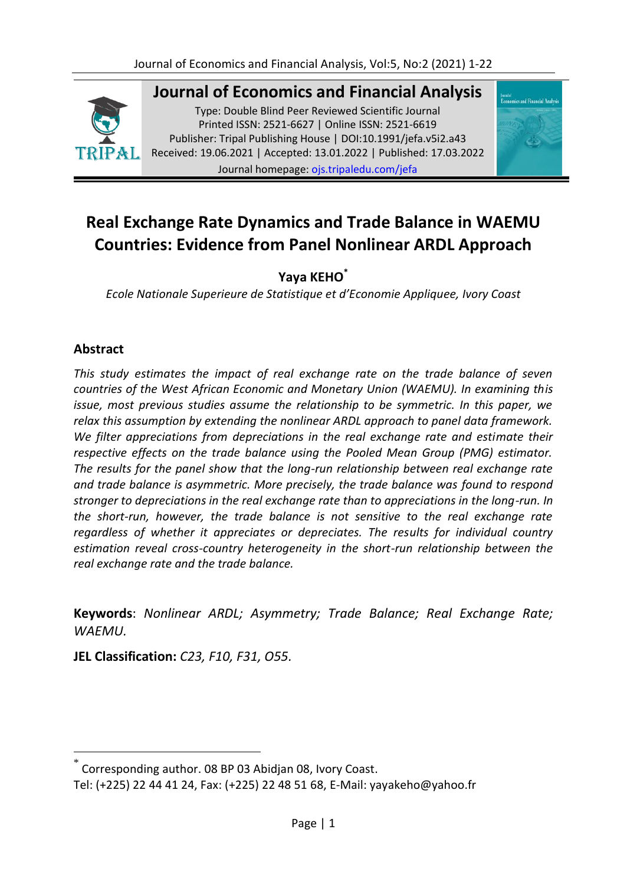# Journal of Economics and Financial Analysis

Type: Double Blind Peer Reviewed Scientific Journal
Printed ISSN: 2521-6627 | Online ISSN: 2521-6619
Publisher: Tripal Publishing House | DOI:10.1991/jefa.v5i2.a43
Received: 19.06.2021 | Accepted: 13.01.2022 | Published: 17.03.2022
Journal homepage: ojs.tripaledu.com/jefa

# Real Exchange Rate Dynamics and Trade Balance in WAEMU Countries: Evidence from Panel Nonlinear ARDL Approach

**Yaya KEHO***

*Ecole Nationale Superieure de Statistique et d'Economie Appliquee, Ivory Coast*

## Abstract

*This study estimates the impact of real exchange rate on the trade balance of seven countries of the West African Economic and Monetary Union (WAEMU). In examining this issue, most previous studies assume the relationship to be symmetric. In this paper, we relax this assumption by extending the nonlinear ARDL approach to panel data framework. We filter appreciations from depreciations in the real exchange rate and estimate their respective effects on the trade balance using the Pooled Mean Group (PMG) estimator. The results for the panel show that the long-run relationship between real exchange rate and trade balance is asymmetric. More precisely, the trade balance was found to respond stronger to depreciations in the real exchange rate than to appreciations in the long-run. In the short-run, however, the trade balance is not sensitive to the real exchange rate regardless of whether it appreciates or depreciates. The results for individual country estimation reveal cross-country heterogeneity in the short-run relationship between the real exchange rate and the trade balance.*

**Keywords**: *Nonlinear ARDL; Asymmetry; Trade Balance; Real Exchange Rate; WAEMU.*

**JEL Classification:** *C23, F10, F31, O55.*

---

* Corresponding author. 08 BP 03 Abidjan 08, Ivory Coast.
Tel: (+225) 22 44 41 24, Fax: (+225) 22 48 51 68, E-Mail: yayakeho@yahoo.fr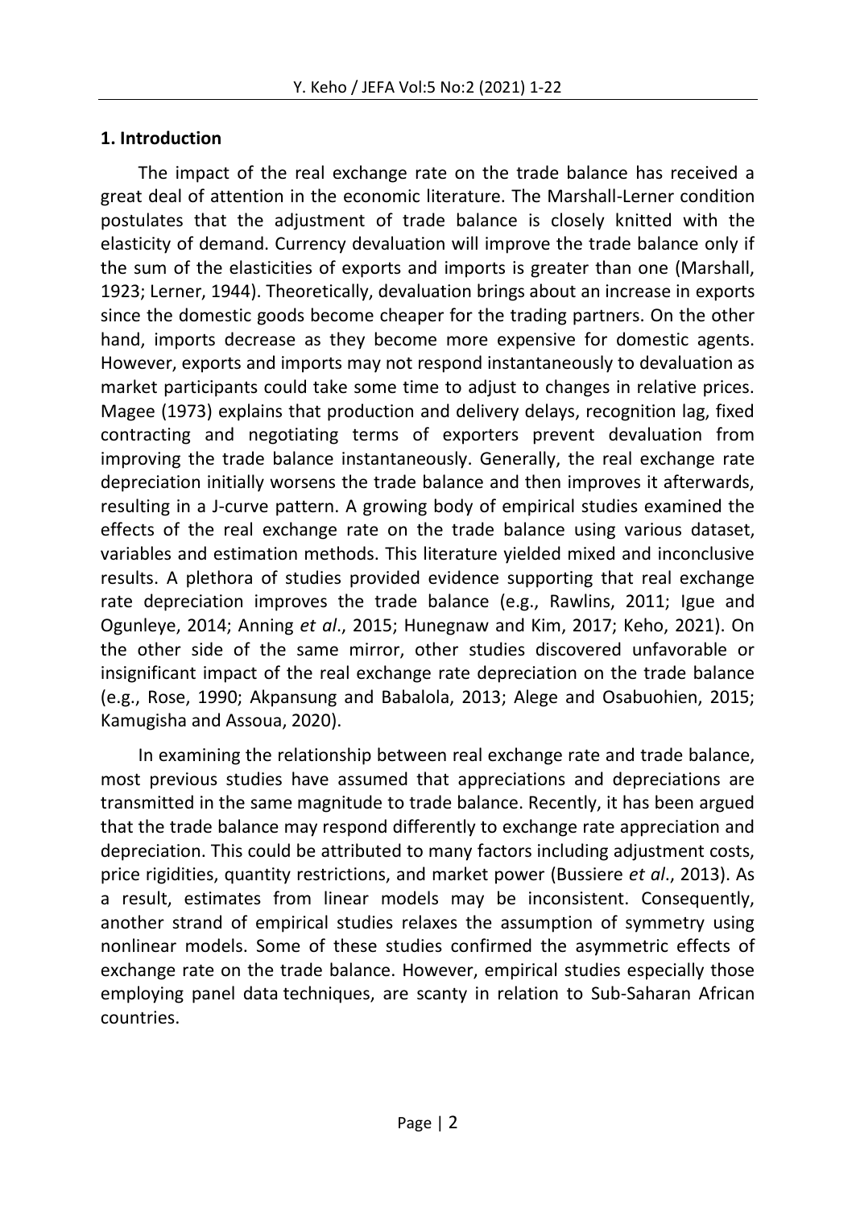## 1. Introduction

The impact of the real exchange rate on the trade balance has received a great deal of attention in the economic literature. The Marshall-Lerner condition postulates that the adjustment of trade balance is closely knitted with the elasticity of demand. Currency devaluation will improve the trade balance only if the sum of the elasticities of exports and imports is greater than one (Marshall, 1923; Lerner, 1944). Theoretically, devaluation brings about an increase in exports since the domestic goods become cheaper for the trading partners. On the other hand, imports decrease as they become more expensive for domestic agents. However, exports and imports may not respond instantaneously to devaluation as market participants could take some time to adjust to changes in relative prices. Magee (1973) explains that production and delivery delays, recognition lag, fixed contracting and negotiating terms of exporters prevent devaluation from improving the trade balance instantaneously. Generally, the real exchange rate depreciation initially worsens the trade balance and then improves it afterwards, resulting in a J-curve pattern. A growing body of empirical studies examined the effects of the real exchange rate on the trade balance using various dataset, variables and estimation methods. This literature yielded mixed and inconclusive results. A plethora of studies provided evidence supporting that real exchange rate depreciation improves the trade balance (e.g., Rawlins, 2011; Igue and Ogunleye, 2014; Anning *et al*., 2015; Hunegnaw and Kim, 2017; Keho, 2021). On the other side of the same mirror, other studies discovered unfavorable or insignificant impact of the real exchange rate depreciation on the trade balance (e.g., Rose, 1990; Akpansung and Babalola, 2013; Alege and Osabuohien, 2015; Kamugisha and Assoua, 2020).

In examining the relationship between real exchange rate and trade balance, most previous studies have assumed that appreciations and depreciations are transmitted in the same magnitude to trade balance. Recently, it has been argued that the trade balance may respond differently to exchange rate appreciation and depreciation. This could be attributed to many factors including adjustment costs, price rigidities, quantity restrictions, and market power (Bussiere *et al*., 2013). As a result, estimates from linear models may be inconsistent. Consequently, another strand of empirical studies relaxes the assumption of symmetry using nonlinear models. Some of these studies confirmed the asymmetric effects of exchange rate on the trade balance. However, empirical studies especially those employing panel data techniques, are scanty in relation to Sub-Saharan African countries.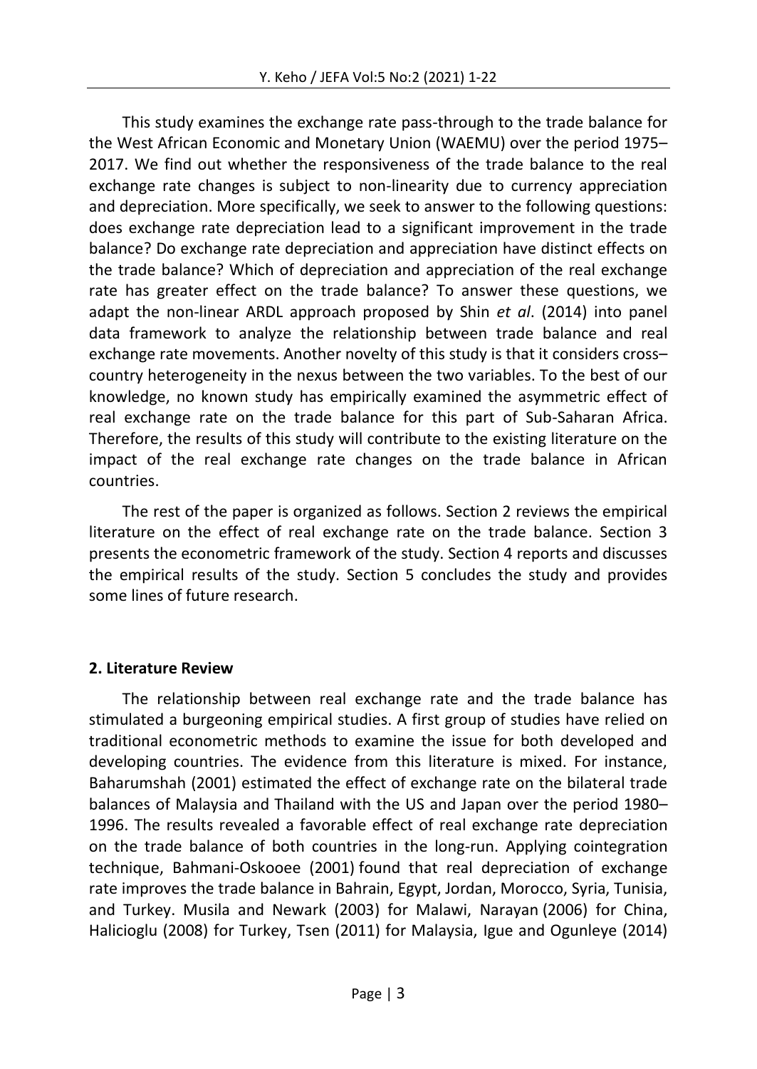This study examines the exchange rate pass-through to the trade balance for the West African Economic and Monetary Union (WAEMU) over the period 1975–2017. We find out whether the responsiveness of the trade balance to the real exchange rate changes is subject to non-linearity due to currency appreciation and depreciation. More specifically, we seek to answer to the following questions: does exchange rate depreciation lead to a significant improvement in the trade balance? Do exchange rate depreciation and appreciation have distinct effects on the trade balance? Which of depreciation and appreciation of the real exchange rate has greater effect on the trade balance? To answer these questions, we adapt the non-linear ARDL approach proposed by Shin *et al*. (2014) into panel data framework to analyze the relationship between trade balance and real exchange rate movements. Another novelty of this study is that it considers cross–country heterogeneity in the nexus between the two variables. To the best of our knowledge, no known study has empirically examined the asymmetric effect of real exchange rate on the trade balance for this part of Sub-Saharan Africa. Therefore, the results of this study will contribute to the existing literature on the impact of the real exchange rate changes on the trade balance in African countries.

The rest of the paper is organized as follows. Section 2 reviews the empirical literature on the effect of real exchange rate on the trade balance. Section 3 presents the econometric framework of the study. Section 4 reports and discusses the empirical results of the study. Section 5 concludes the study and provides some lines of future research.

## 2. Literature Review

The relationship between real exchange rate and the trade balance has stimulated a burgeoning empirical studies. A first group of studies have relied on traditional econometric methods to examine the issue for both developed and developing countries. The evidence from this literature is mixed. For instance, Baharumshah (2001) estimated the effect of exchange rate on the bilateral trade balances of Malaysia and Thailand with the US and Japan over the period 1980–1996. The results revealed a favorable effect of real exchange rate depreciation on the trade balance of both countries in the long-run. Applying cointegration technique, Bahmani-Oskooee (2001) found that real depreciation of exchange rate improves the trade balance in Bahrain, Egypt, Jordan, Morocco, Syria, Tunisia, and Turkey. Musila and Newark (2003) for Malawi, Narayan (2006) for China, Halicioglu (2008) for Turkey, Tsen (2011) for Malaysia, Igue and Ogunleye (2014)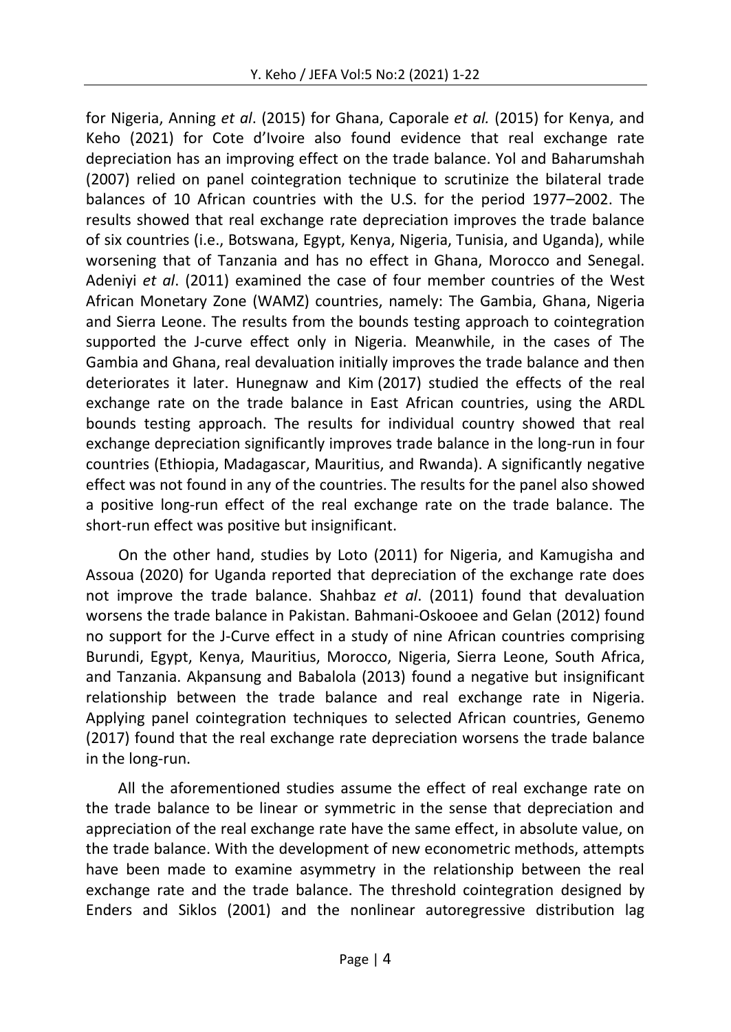for Nigeria, Anning *et al*. (2015) for Ghana, Caporale *et al.* (2015) for Kenya, and Keho (2021) for Cote d'Ivoire also found evidence that real exchange rate depreciation has an improving effect on the trade balance. Yol and Baharumshah (2007) relied on panel cointegration technique to scrutinize the bilateral trade balances of 10 African countries with the U.S. for the period 1977–2002. The results showed that real exchange rate depreciation improves the trade balance of six countries (i.e., Botswana, Egypt, Kenya, Nigeria, Tunisia, and Uganda), while worsening that of Tanzania and has no effect in Ghana, Morocco and Senegal. Adeniyi *et al*. (2011) examined the case of four member countries of the West African Monetary Zone (WAMZ) countries, namely: The Gambia, Ghana, Nigeria and Sierra Leone. The results from the bounds testing approach to cointegration supported the J-curve effect only in Nigeria. Meanwhile, in the cases of The Gambia and Ghana, real devaluation initially improves the trade balance and then deteriorates it later. Hunegnaw and Kim (2017) studied the effects of the real exchange rate on the trade balance in East African countries, using the ARDL bounds testing approach. The results for individual country showed that real exchange depreciation significantly improves trade balance in the long-run in four countries (Ethiopia, Madagascar, Mauritius, and Rwanda). A significantly negative effect was not found in any of the countries. The results for the panel also showed a positive long-run effect of the real exchange rate on the trade balance. The short-run effect was positive but insignificant.

On the other hand, studies by Loto (2011) for Nigeria, and Kamugisha and Assoua (2020) for Uganda reported that depreciation of the exchange rate does not improve the trade balance. Shahbaz *et al*. (2011) found that devaluation worsens the trade balance in Pakistan. Bahmani-Oskooee and Gelan (2012) found no support for the J-Curve effect in a study of nine African countries comprising Burundi, Egypt, Kenya, Mauritius, Morocco, Nigeria, Sierra Leone, South Africa, and Tanzania. Akpansung and Babalola (2013) found a negative but insignificant relationship between the trade balance and real exchange rate in Nigeria. Applying panel cointegration techniques to selected African countries, Genemo (2017) found that the real exchange rate depreciation worsens the trade balance in the long-run.

All the aforementioned studies assume the effect of real exchange rate on the trade balance to be linear or symmetric in the sense that depreciation and appreciation of the real exchange rate have the same effect, in absolute value, on the trade balance. With the development of new econometric methods, attempts have been made to examine asymmetry in the relationship between the real exchange rate and the trade balance. The threshold cointegration designed by Enders and Siklos (2001) and the nonlinear autoregressive distribution lag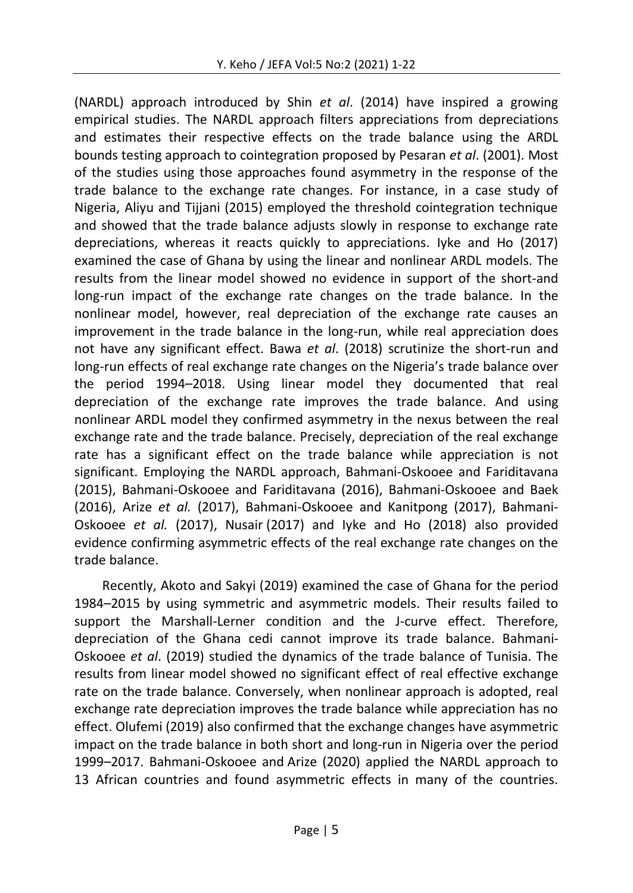(NARDL) approach introduced by Shin *et al*. (2014) have inspired a growing empirical studies. The NARDL approach filters appreciations from depreciations and estimates their respective effects on the trade balance using the ARDL bounds testing approach to cointegration proposed by Pesaran *et al*. (2001). Most of the studies using those approaches found asymmetry in the response of the trade balance to the exchange rate changes. For instance, in a case study of Nigeria, Aliyu and Tijjani (2015) employed the threshold cointegration technique and showed that the trade balance adjusts slowly in response to exchange rate depreciations, whereas it reacts quickly to appreciations. Iyke and Ho (2017) examined the case of Ghana by using the linear and nonlinear ARDL models. The results from the linear model showed no evidence in support of the short-and long-run impact of the exchange rate changes on the trade balance. In the nonlinear model, however, real depreciation of the exchange rate causes an improvement in the trade balance in the long-run, while real appreciation does not have any significant effect. Bawa *et al*. (2018) scrutinize the short-run and long-run effects of real exchange rate changes on the Nigeria's trade balance over the period 1994–2018. Using linear model they documented that real depreciation of the exchange rate improves the trade balance. And using nonlinear ARDL model they confirmed asymmetry in the nexus between the real exchange rate and the trade balance. Precisely, depreciation of the real exchange rate has a significant effect on the trade balance while appreciation is not significant. Employing the NARDL approach, Bahmani-Oskooee and Fariditavana (2015), Bahmani-Oskooee and Fariditavana (2016), Bahmani-Oskooee and Baek (2016), Arize *et al.* (2017), Bahmani-Oskooee and Kanitpong (2017), Bahmani-Oskooee *et al.* (2017), Nusair (2017) and Iyke and Ho (2018) also provided evidence confirming asymmetric effects of the real exchange rate changes on the trade balance.

Recently, Akoto and Sakyi (2019) examined the case of Ghana for the period 1984–2015 by using symmetric and asymmetric models. Their results failed to support the Marshall-Lerner condition and the J-curve effect. Therefore, depreciation of the Ghana cedi cannot improve its trade balance. Bahmani-Oskooee *et al*. (2019) studied the dynamics of the trade balance of Tunisia. The results from linear model showed no significant effect of real effective exchange rate on the trade balance. Conversely, when nonlinear approach is adopted, real exchange rate depreciation improves the trade balance while appreciation has no effect. Olufemi (2019) also confirmed that the exchange changes have asymmetric impact on the trade balance in both short and long-run in Nigeria over the period 1999–2017. Bahmani-Oskooee and Arize (2020) applied the NARDL approach to 13 African countries and found asymmetric effects in many of the countries.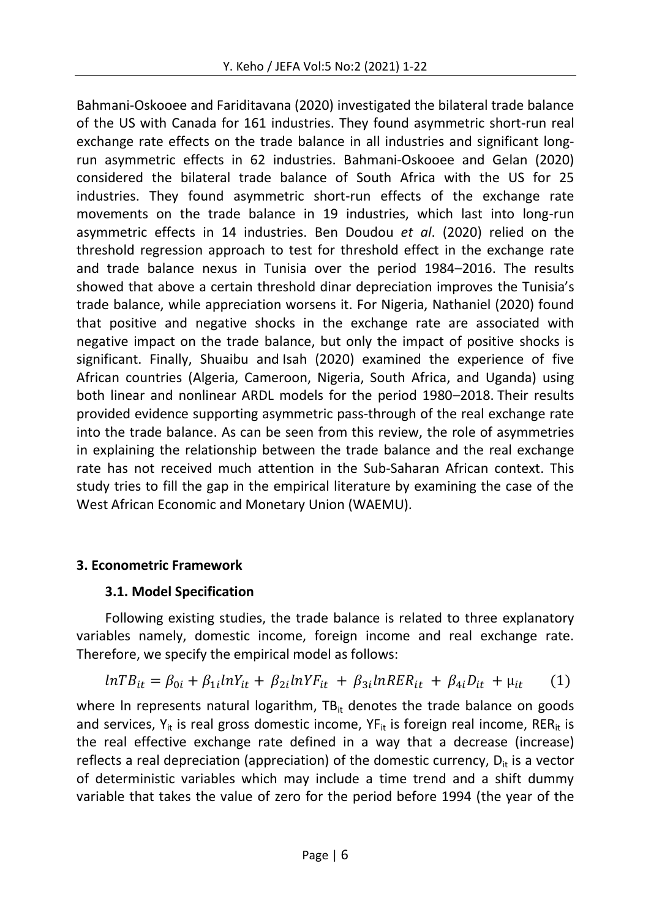Bahmani-Oskooee and Fariditavana (2020) investigated the bilateral trade balance of the US with Canada for 161 industries. They found asymmetric short-run real exchange rate effects on the trade balance in all industries and significant long-run asymmetric effects in 62 industries. Bahmani-Oskooee and Gelan (2020) considered the bilateral trade balance of South Africa with the US for 25 industries. They found asymmetric short-run effects of the exchange rate movements on the trade balance in 19 industries, which last into long-run asymmetric effects in 14 industries. Ben Doudou *et al*. (2020) relied on the threshold regression approach to test for threshold effect in the exchange rate and trade balance nexus in Tunisia over the period 1984–2016. The results showed that above a certain threshold dinar depreciation improves the Tunisia's trade balance, while appreciation worsens it. For Nigeria, Nathaniel (2020) found that positive and negative shocks in the exchange rate are associated with negative impact on the trade balance, but only the impact of positive shocks is significant. Finally, Shuaibu and Isah (2020) examined the experience of five African countries (Algeria, Cameroon, Nigeria, South Africa, and Uganda) using both linear and nonlinear ARDL models for the period 1980–2018. Their results provided evidence supporting asymmetric pass-through of the real exchange rate into the trade balance. As can be seen from this review, the role of asymmetries in explaining the relationship between the trade balance and the real exchange rate has not received much attention in the Sub-Saharan African context. This study tries to fill the gap in the empirical literature by examining the case of the West African Economic and Monetary Union (WAEMU).

## 3. Econometric Framework

### 3.1. Model Specification

Following existing studies, the trade balance is related to three explanatory variables namely, domestic income, foreign income and real exchange rate. Therefore, we specify the empirical model as follows:

$$lnTB_{it} = \beta_{0i} + \beta_{1i}lnY_{it} + \beta_{2i}lnYF_{it} + \beta_{3i}lnRER_{it} + \beta_{4i}D_{it} + \mu_{it} \qquad (1)$$

where ln represents natural logarithm, $TB_{it}$ denotes the trade balance on goods and services, $Y_{it}$ is real gross domestic income, $YF_{it}$ is foreign real income, $RER_{it}$ is the real effective exchange rate defined in a way that a decrease (increase) reflects a real depreciation (appreciation) of the domestic currency, $D_{it}$ is a vector of deterministic variables which may include a time trend and a shift dummy variable that takes the value of zero for the period before 1994 (the year of the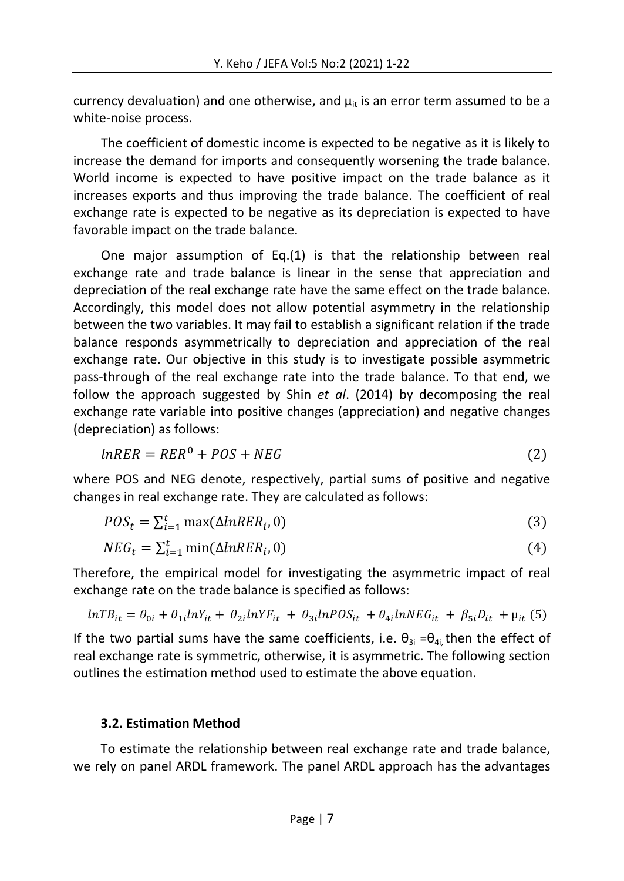currency devaluation) and one otherwise, and $\mu_{it}$ is an error term assumed to be a white-noise process.

The coefficient of domestic income is expected to be negative as it is likely to increase the demand for imports and consequently worsening the trade balance. World income is expected to have positive impact on the trade balance as it increases exports and thus improving the trade balance. The coefficient of real exchange rate is expected to be negative as its depreciation is expected to have favorable impact on the trade balance.

One major assumption of Eq.(1) is that the relationship between real exchange rate and trade balance is linear in the sense that appreciation and depreciation of the real exchange rate have the same effect on the trade balance. Accordingly, this model does not allow potential asymmetry in the relationship between the two variables. It may fail to establish a significant relation if the trade balance responds asymmetrically to depreciation and appreciation of the real exchange rate. Our objective in this study is to investigate possible asymmetric pass-through of the real exchange rate into the trade balance. To that end, we follow the approach suggested by Shin *et al*. (2014) by decomposing the real exchange rate variable into positive changes (appreciation) and negative changes (depreciation) as follows:

$$lnRER = RER^0 + POS + NEG \quad (2)$$

where POS and NEG denote, respectively, partial sums of positive and negative changes in real exchange rate. They are calculated as follows:

$$POS_t = \sum_{i=1}^{t} \max(\Delta lnRER_i, 0) \quad (3)$$

$$NEG_t = \sum_{i=1}^{t} \min(\Delta lnRER_i, 0) \quad (4)$$

Therefore, the empirical model for investigating the asymmetric impact of real exchange rate on the trade balance is specified as follows:

$$lnTB_{it} = \theta_{0i} + \theta_{1i} lnY_{it} + \theta_{2i} lnYF_{it} + \theta_{3i} lnPOS_{it} + \theta_{4i} lnNEG_{it} + \beta_{5i} D_{it} + \mu_{it} \quad (5)$$

If the two partial sums have the same coefficients, i.e. $\theta_{3i} = \theta_{4i}$, then the effect of real exchange rate is symmetric, otherwise, it is asymmetric. The following section outlines the estimation method used to estimate the above equation.

### 3.2. Estimation Method

To estimate the relationship between real exchange rate and trade balance, we rely on panel ARDL framework. The panel ARDL approach has the advantages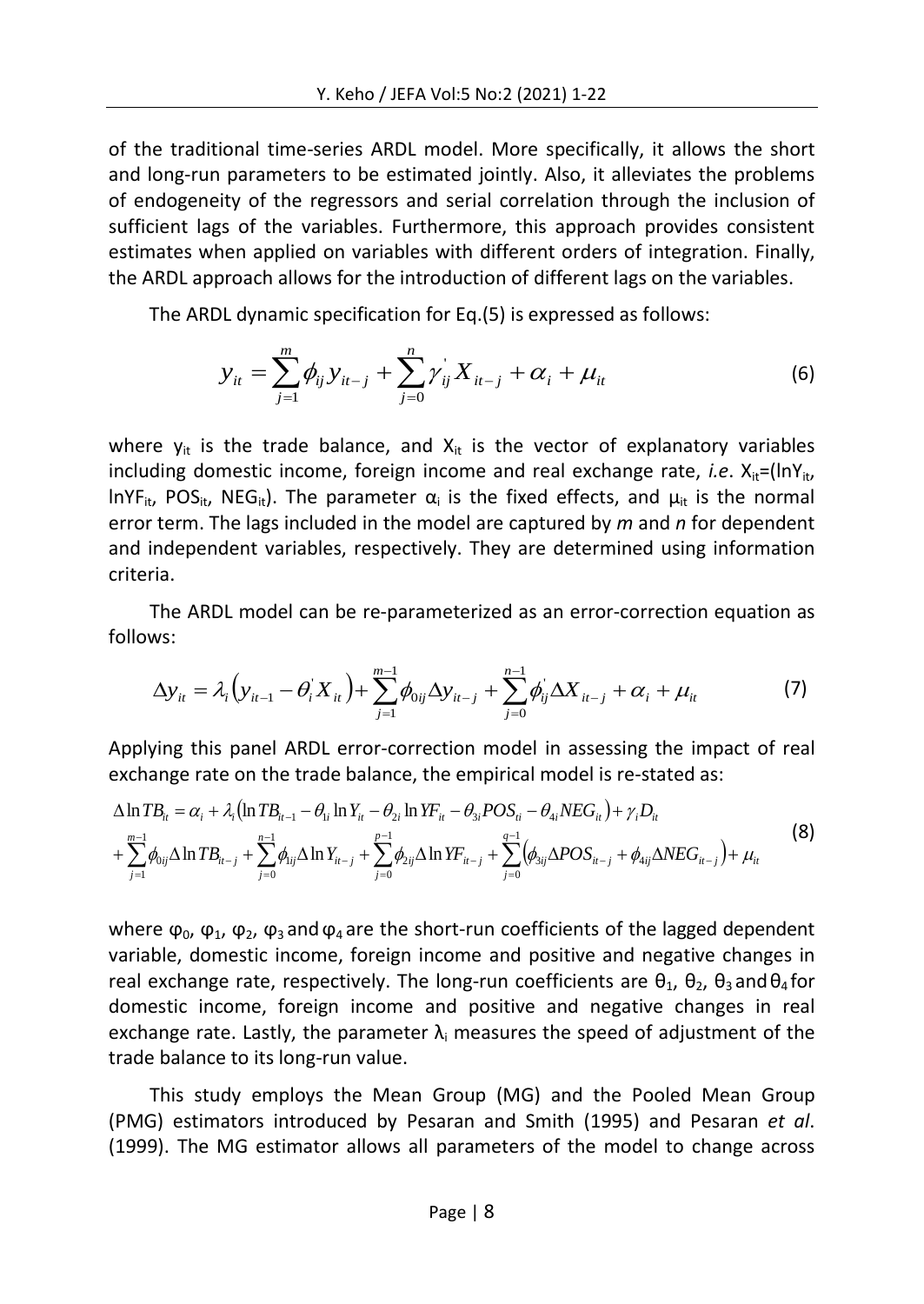of the traditional time-series ARDL model. More specifically, it allows the short and long-run parameters to be estimated jointly. Also, it alleviates the problems of endogeneity of the regressors and serial correlation through the inclusion of sufficient lags of the variables. Furthermore, this approach provides consistent estimates when applied on variables with different orders of integration. Finally, the ARDL approach allows for the introduction of different lags on the variables.

The ARDL dynamic specification for Eq.(5) is expressed as follows:

$$y_{it} = \sum_{j=1}^{m} \phi_{ij} y_{it-j} + \sum_{j=0}^{n} \gamma_{ij}^{'} X_{it-j} + \alpha_i + \mu_{it} \tag{6}$$

where $y_{it}$ is the trade balance, and $X_{it}$ is the vector of explanatory variables including domestic income, foreign income and real exchange rate, *i.e*. $X_{it}$=($\ln Y_{it}$, $\ln YF_{it}$, $POS_{it}$, $NEG_{it}$). The parameter $\alpha_i$ is the fixed effects, and $\mu_{it}$ is the normal error term. The lags included in the model are captured by *m* and *n* for dependent and independent variables, respectively. They are determined using information criteria.

The ARDL model can be re-parameterized as an error-correction equation as follows:

$$\Delta y_{it} = \lambda_i \left( y_{it-1} - \theta_i^{'} X_{it} \right) + \sum_{j=1}^{m-1} \phi_{0ij} \Delta y_{it-j} + \sum_{j=0}^{n-1} \phi_{ij}^{'} \Delta X_{it-j} + \alpha_i + \mu_{it} \tag{7}$$

Applying this panel ARDL error-correction model in assessing the impact of real exchange rate on the trade balance, the empirical model is re-stated as:

$$\begin{aligned} \Delta \ln TB_{it} &= \alpha_i + \lambda_i \left( \ln TB_{it-1} - \theta_{1i} \ln Y_{it} - \theta_{2i} \ln YF_{it} - \theta_{3i} POS_{ti} - \theta_{4i} NEG_{it} \right) + \gamma_i D_{it} \\ &+ \sum_{j=1}^{m-1} \phi_{0ij} \Delta \ln TB_{it-j} + \sum_{j=0}^{n-1} \phi_{1ij} \Delta \ln Y_{it-j} + \sum_{j=0}^{p-1} \phi_{2ij} \Delta \ln YF_{it-j} + \sum_{j=0}^{q-1} \left( \phi_{3ij} \Delta POS_{it-j} + \phi_{4ij} \Delta NEG_{it-j} \right) + \mu_{it} \end{aligned} \tag{8}$$

where $\varphi_0$, $\varphi_1$, $\varphi_2$, $\varphi_3$ and $\varphi_4$ are the short-run coefficients of the lagged dependent variable, domestic income, foreign income and positive and negative changes in real exchange rate, respectively. The long-run coefficients are $\theta_1$, $\theta_2$, $\theta_3$ and $\theta_4$ for domestic income, foreign income and positive and negative changes in real exchange rate. Lastly, the parameter $\lambda_i$ measures the speed of adjustment of the trade balance to its long-run value.

This study employs the Mean Group (MG) and the Pooled Mean Group (PMG) estimators introduced by Pesaran and Smith (1995) and Pesaran *et al*. (1999). The MG estimator allows all parameters of the model to change across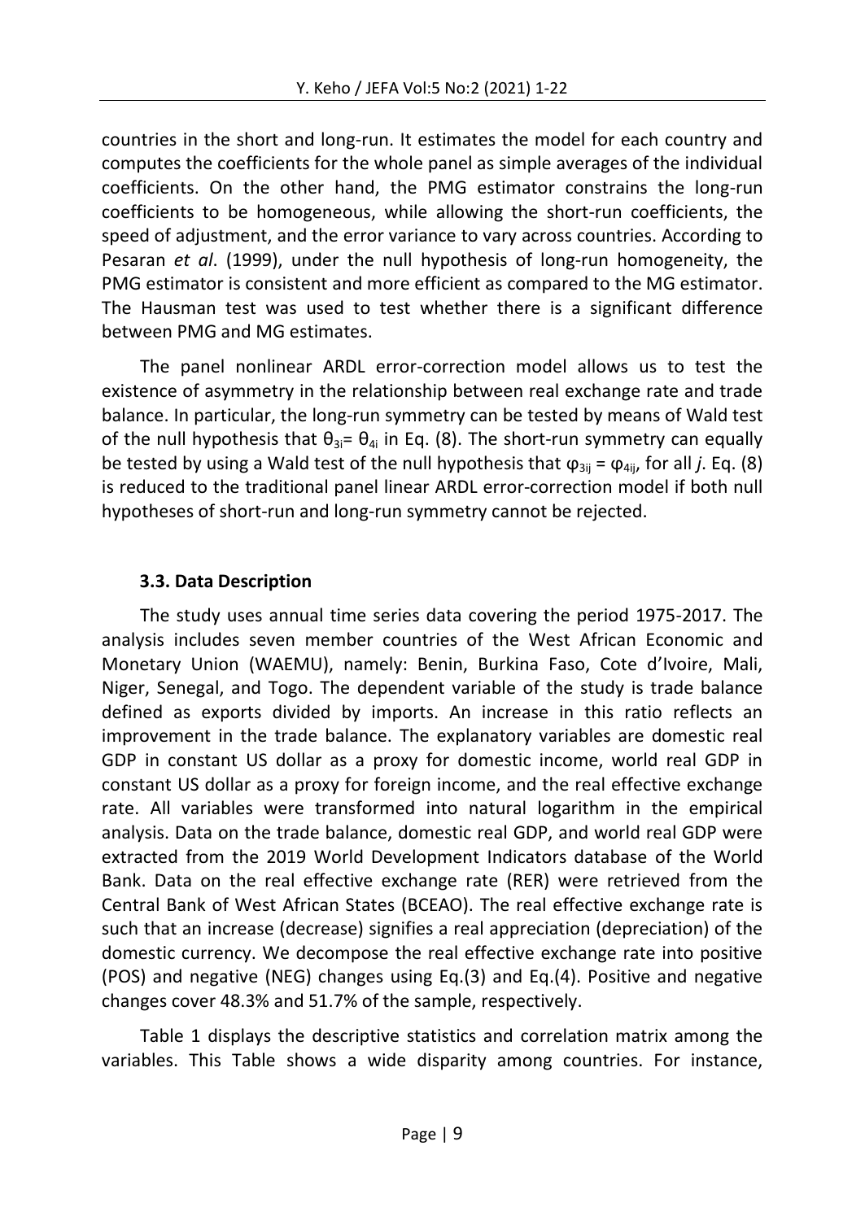countries in the short and long-run. It estimates the model for each country and computes the coefficients for the whole panel as simple averages of the individual coefficients. On the other hand, the PMG estimator constrains the long-run coefficients to be homogeneous, while allowing the short-run coefficients, the speed of adjustment, and the error variance to vary across countries. According to Pesaran *et al*. (1999), under the null hypothesis of long-run homogeneity, the PMG estimator is consistent and more efficient as compared to the MG estimator. The Hausman test was used to test whether there is a significant difference between PMG and MG estimates.

The panel nonlinear ARDL error-correction model allows us to test the existence of asymmetry in the relationship between real exchange rate and trade balance. In particular, the long-run symmetry can be tested by means of Wald test of the null hypothesis that $\theta_{3i} = \theta_{4i}$ in Eq. (8). The short-run symmetry can equally be tested by using a Wald test of the null hypothesis that $\varphi_{3ij} = \varphi_{4ij}$, for all *j*. Eq. (8) is reduced to the traditional panel linear ARDL error-correction model if both null hypotheses of short-run and long-run symmetry cannot be rejected.

### 3.3. Data Description

The study uses annual time series data covering the period 1975-2017. The analysis includes seven member countries of the West African Economic and Monetary Union (WAEMU), namely: Benin, Burkina Faso, Cote d'Ivoire, Mali, Niger, Senegal, and Togo. The dependent variable of the study is trade balance defined as exports divided by imports. An increase in this ratio reflects an improvement in the trade balance. The explanatory variables are domestic real GDP in constant US dollar as a proxy for domestic income, world real GDP in constant US dollar as a proxy for foreign income, and the real effective exchange rate. All variables were transformed into natural logarithm in the empirical analysis. Data on the trade balance, domestic real GDP, and world real GDP were extracted from the 2019 World Development Indicators database of the World Bank. Data on the real effective exchange rate (RER) were retrieved from the Central Bank of West African States (BCEAO). The real effective exchange rate is such that an increase (decrease) signifies a real appreciation (depreciation) of the domestic currency. We decompose the real effective exchange rate into positive (POS) and negative (NEG) changes using Eq.(3) and Eq.(4). Positive and negative changes cover 48.3% and 51.7% of the sample, respectively.

Table 1 displays the descriptive statistics and correlation matrix among the variables. This Table shows a wide disparity among countries. For instance,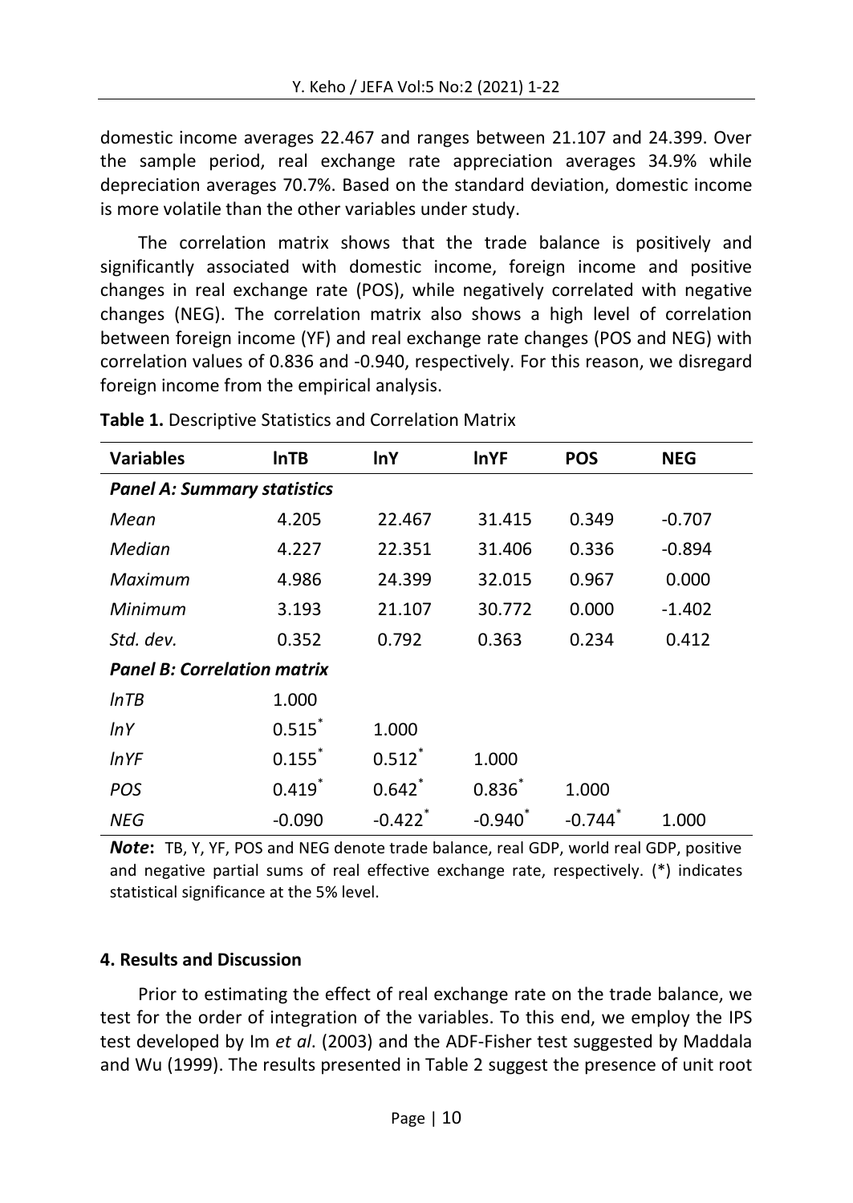domestic income averages 22.467 and ranges between 21.107 and 24.399. Over the sample period, real exchange rate appreciation averages 34.9% while depreciation averages 70.7%. Based on the standard deviation, domestic income is more volatile than the other variables under study.

The correlation matrix shows that the trade balance is positively and significantly associated with domestic income, foreign income and positive changes in real exchange rate (POS), while negatively correlated with negative changes (NEG). The correlation matrix also shows a high level of correlation between foreign income (YF) and real exchange rate changes (POS and NEG) with correlation values of 0.836 and -0.940, respectively. For this reason, we disregard foreign income from the empirical analysis.

**Table 1.** Descriptive Statistics and Correlation Matrix

| **Variables** | **lnTB** | **lnY** | **lnYF** | **POS** | **NEG** |
|---|---|---|---|---|---|
| ***Panel A: Summary statistics*** | | | | | |
| *Mean* | 4.205 | 22.467 | 31.415 | 0.349 | -0.707 |
| *Median* | 4.227 | 22.351 | 31.406 | 0.336 | -0.894 |
| *Maximum* | 4.986 | 24.399 | 32.015 | 0.967 | 0.000 |
| *Minimum* | 3.193 | 21.107 | 30.772 | 0.000 | -1.402 |
| *Std. dev.* | 0.352 | 0.792 | 0.363 | 0.234 | 0.412 |
| ***Panel B: Correlation matrix*** | | | | | |
| *lnTB* | 1.000 | | | | |
| *lnY* | 0.515* | 1.000 | | | |
| *lnYF* | 0.155* | 0.512* | 1.000 | | |
| *POS* | 0.419* | 0.642* | 0.836* | 1.000 | |
| *NEG* | -0.090 | -0.422* | -0.940* | -0.744* | 1.000 |

***Note*:** TB, Y, YF, POS and NEG denote trade balance, real GDP, world real GDP, positive and negative partial sums of real effective exchange rate, respectively. (*) indicates statistical significance at the 5% level.

## 4. Results and Discussion

Prior to estimating the effect of real exchange rate on the trade balance, we test for the order of integration of the variables. To this end, we employ the IPS test developed by Im *et al*. (2003) and the ADF-Fisher test suggested by Maddala and Wu (1999). The results presented in Table 2 suggest the presence of unit root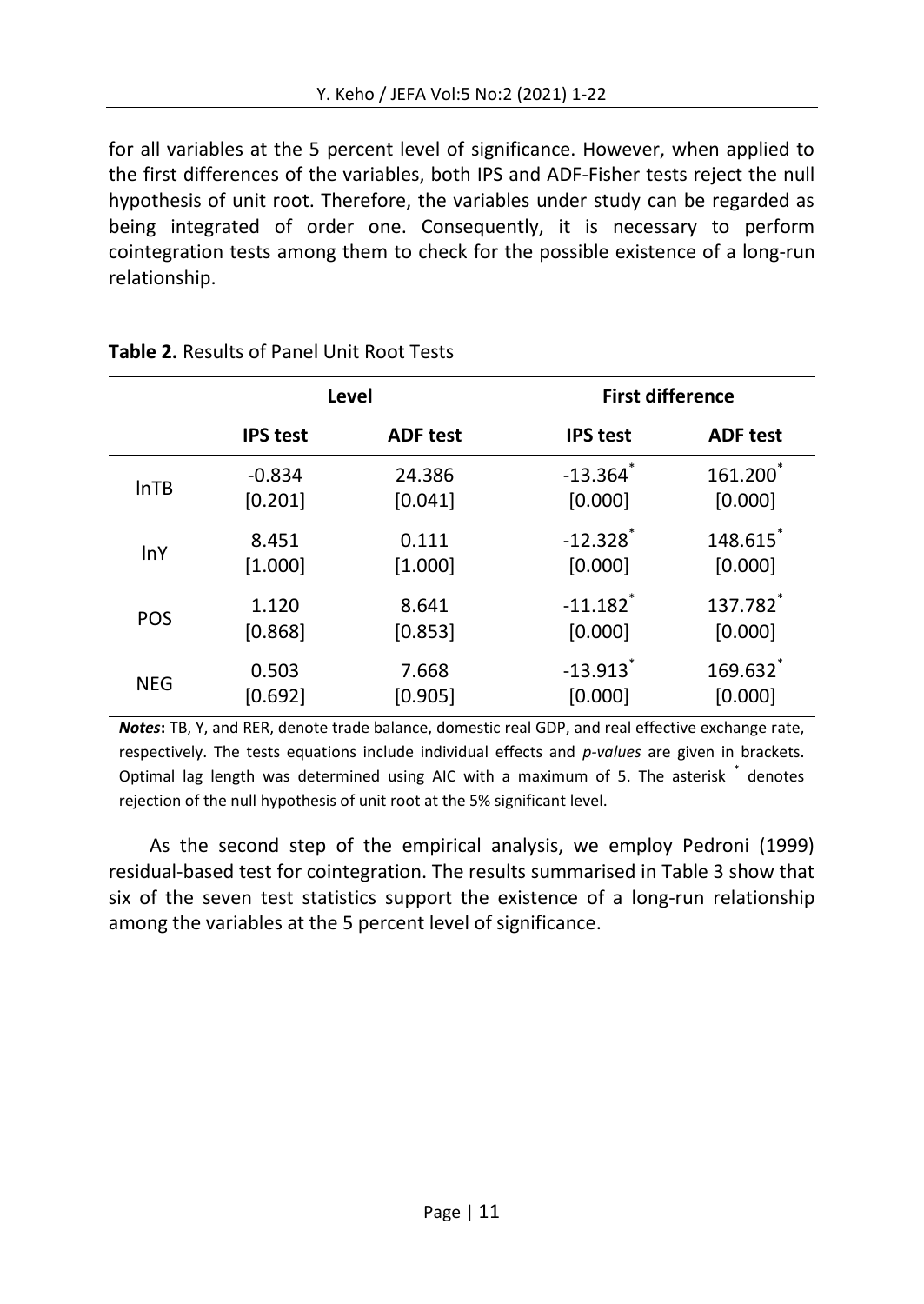for all variables at the 5 percent level of significance. However, when applied to the first differences of the variables, both IPS and ADF-Fisher tests reject the null hypothesis of unit root. Therefore, the variables under study can be regarded as being integrated of order one. Consequently, it is necessary to perform cointegration tests among them to check for the possible existence of a long-run relationship.

**Table 2.** Results of Panel Unit Root Tests

| | Level | | First difference | |
|---|---|---|---|---|
| | **IPS test** | **ADF test** | **IPS test** | **ADF test** |
| lnTB | -0.834<br>[0.201] | 24.386<br>[0.041] | -13.364*<br>[0.000] | 161.200*<br>[0.000] |
| lnY | 8.451<br>[1.000] | 0.111<br>[1.000] | -12.328*<br>[0.000] | 148.615*<br>[0.000] |
| POS | 1.120<br>[0.868] | 8.641<br>[0.853] | -11.182*<br>[0.000] | 137.782*<br>[0.000] |
| NEG | 0.503<br>[0.692] | 7.668<br>[0.905] | -13.913*<br>[0.000] | 169.632*<br>[0.000] |

***Notes*:** TB, Y, and RER, denote trade balance, domestic real GDP, and real effective exchange rate, respectively. The tests equations include individual effects and *p-values* are given in brackets. Optimal lag length was determined using AIC with a maximum of 5. The asterisk * denotes rejection of the null hypothesis of unit root at the 5% significant level.

As the second step of the empirical analysis, we employ Pedroni (1999) residual-based test for cointegration. The results summarised in Table 3 show that six of the seven test statistics support the existence of a long-run relationship among the variables at the 5 percent level of significance.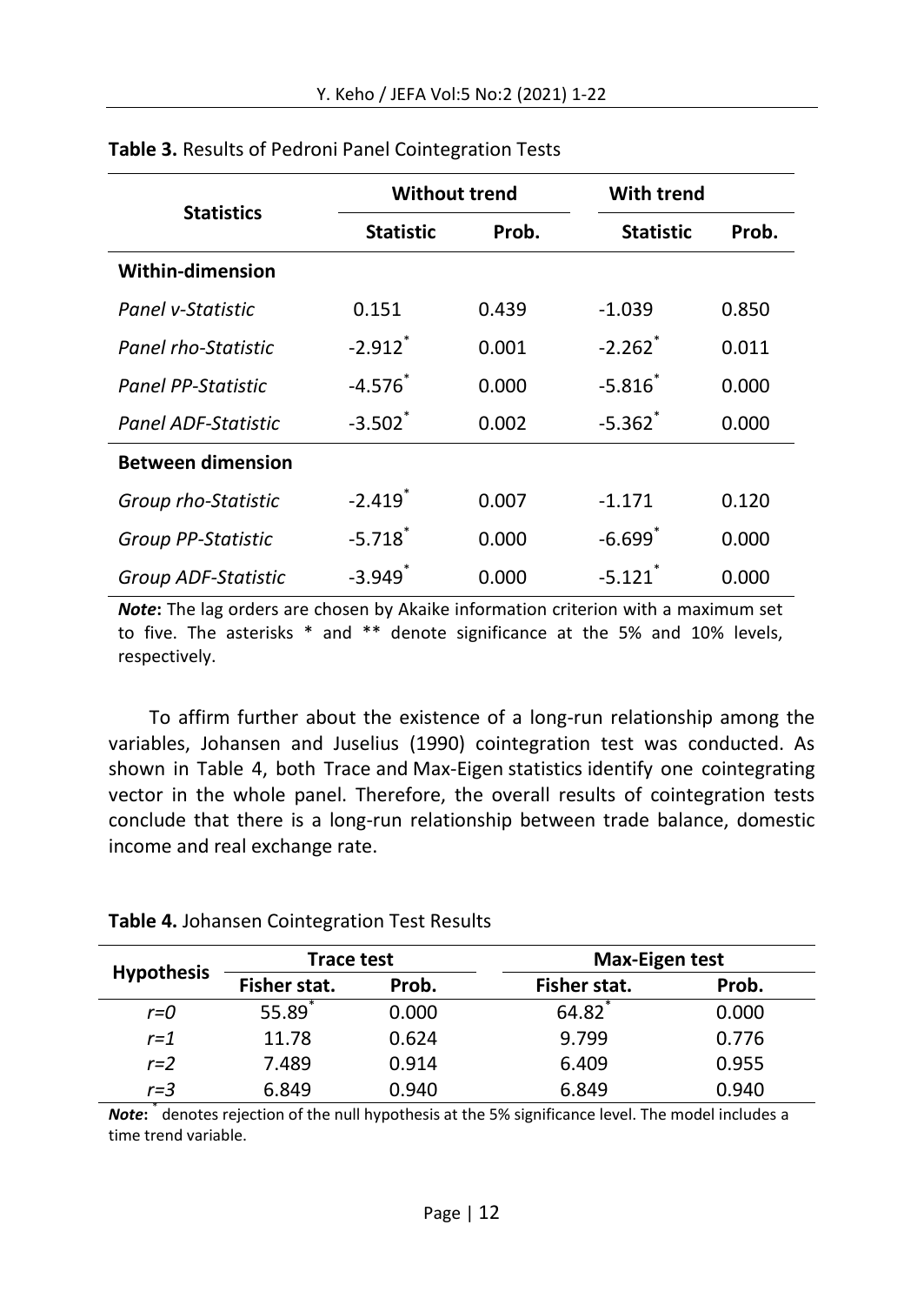**Table 3.** Results of Pedroni Panel Cointegration Tests

| Statistics | Without trend | | With trend | |
|---|---|---|---|---|
| | Statistic | Prob. | Statistic | Prob. |
| **Within-dimension** | | | | |
| *Panel v-Statistic* | 0.151 | 0.439 | -1.039 | 0.850 |
| *Panel rho-Statistic* | -2.912* | 0.001 | -2.262* | 0.011 |
| *Panel PP-Statistic* | -4.576* | 0.000 | -5.816* | 0.000 |
| *Panel ADF-Statistic* | -3.502* | 0.002 | -5.362* | 0.000 |
| **Between dimension** | | | | |
| *Group rho-Statistic* | -2.419* | 0.007 | -1.171 | 0.120 |
| *Group PP-Statistic* | -5.718* | 0.000 | -6.699* | 0.000 |
| *Group ADF-Statistic* | -3.949* | 0.000 | -5.121* | 0.000 |

***Note*:** The lag orders are chosen by Akaike information criterion with a maximum set to five. The asterisks * and ** denote significance at the 5% and 10% levels, respectively.

To affirm further about the existence of a long-run relationship among the variables, Johansen and Juselius (1990) cointegration test was conducted. As shown in Table 4, both Trace and Max-Eigen statistics identify one cointegrating vector in the whole panel. Therefore, the overall results of cointegration tests conclude that there is a long-run relationship between trade balance, domestic income and real exchange rate.

**Table 4.** Johansen Cointegration Test Results

| Hypothesis | Trace test | | Max-Eigen test | |
|---|---|---|---|---|
| | Fisher stat. | Prob. | Fisher stat. | Prob. |
| *r=0* | 55.89* | 0.000 | 64.82* | 0.000 |
| *r=1* | 11.78 | 0.624 | 9.799 | 0.776 |
| *r=2* | 7.489 | 0.914 | 6.409 | 0.955 |
| *r=3* | 6.849 | 0.940 | 6.849 | 0.940 |

***Note*:** * denotes rejection of the null hypothesis at the 5% significance level. The model includes a time trend variable.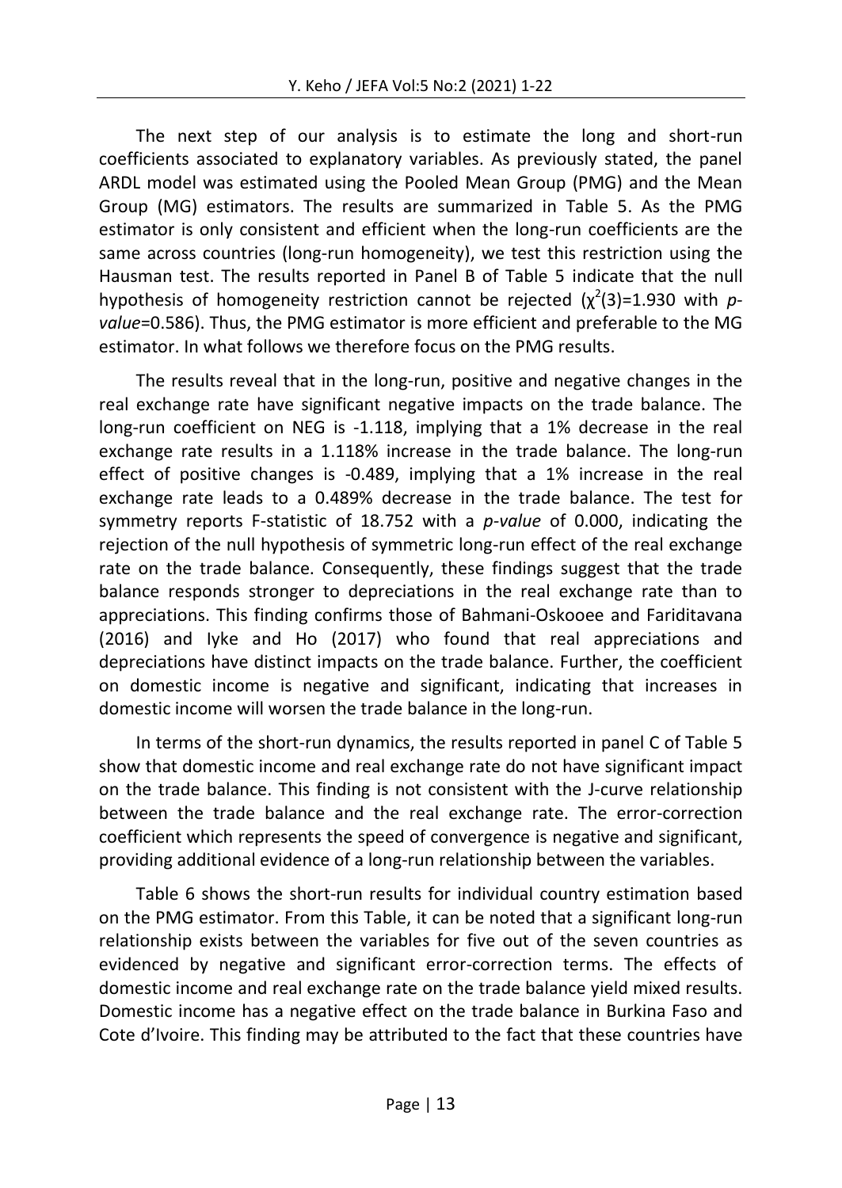The next step of our analysis is to estimate the long and short-run coefficients associated to explanatory variables. As previously stated, the panel ARDL model was estimated using the Pooled Mean Group (PMG) and the Mean Group (MG) estimators. The results are summarized in Table 5. As the PMG estimator is only consistent and efficient when the long-run coefficients are the same across countries (long-run homogeneity), we test this restriction using the Hausman test. The results reported in Panel B of Table 5 indicate that the null hypothesis of homogeneity restriction cannot be rejected ($\chi^2(3)$=1.930 with *p-value*=0.586). Thus, the PMG estimator is more efficient and preferable to the MG estimator. In what follows we therefore focus on the PMG results.

The results reveal that in the long-run, positive and negative changes in the real exchange rate have significant negative impacts on the trade balance. The long-run coefficient on NEG is -1.118, implying that a 1% decrease in the real exchange rate results in a 1.118% increase in the trade balance. The long-run effect of positive changes is -0.489, implying that a 1% increase in the real exchange rate leads to a 0.489% decrease in the trade balance. The test for symmetry reports F-statistic of 18.752 with a *p-value* of 0.000, indicating the rejection of the null hypothesis of symmetric long-run effect of the real exchange rate on the trade balance. Consequently, these findings suggest that the trade balance responds stronger to depreciations in the real exchange rate than to appreciations. This finding confirms those of Bahmani-Oskooee and Fariditavana (2016) and Iyke and Ho (2017) who found that real appreciations and depreciations have distinct impacts on the trade balance. Further, the coefficient on domestic income is negative and significant, indicating that increases in domestic income will worsen the trade balance in the long-run.

In terms of the short-run dynamics, the results reported in panel C of Table 5 show that domestic income and real exchange rate do not have significant impact on the trade balance. This finding is not consistent with the J-curve relationship between the trade balance and the real exchange rate. The error-correction coefficient which represents the speed of convergence is negative and significant, providing additional evidence of a long-run relationship between the variables.

Table 6 shows the short-run results for individual country estimation based on the PMG estimator. From this Table, it can be noted that a significant long-run relationship exists between the variables for five out of the seven countries as evidenced by negative and significant error-correction terms. The effects of domestic income and real exchange rate on the trade balance yield mixed results. Domestic income has a negative effect on the trade balance in Burkina Faso and Cote d'Ivoire. This finding may be attributed to the fact that these countries have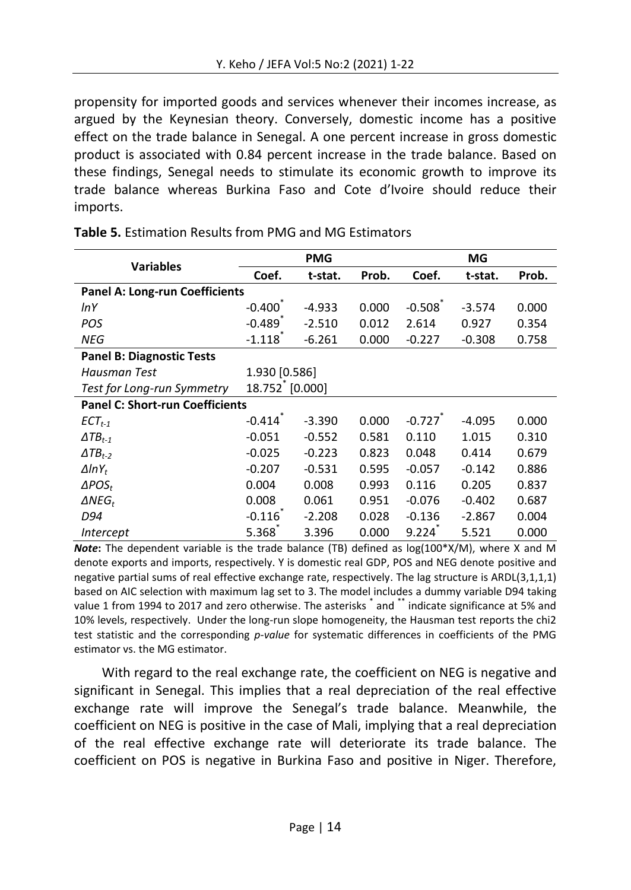propensity for imported goods and services whenever their incomes increase, as argued by the Keynesian theory. Conversely, domestic income has a positive effect on the trade balance in Senegal. A one percent increase in gross domestic product is associated with 0.84 percent increase in the trade balance. Based on these findings, Senegal needs to stimulate its economic growth to improve its trade balance whereas Burkina Faso and Cote d'Ivoire should reduce their imports.

**Table 5.** Estimation Results from PMG and MG Estimators

| Variables | PMG | | | MG | | |
|---|---|---|---|---|---|---|
| | Coef. | t-stat. | Prob. | Coef. | t-stat. | Prob. |
| **Panel A: Long-run Coefficients** | | | | | | |
| *lnY* | -0.400* | -4.933 | 0.000 | -0.508* | -3.574 | 0.000 |
| *POS* | -0.489* | -2.510 | 0.012 | 2.614 | 0.927 | 0.354 |
| *NEG* | -1.118* | -6.261 | 0.000 | -0.227 | -0.308 | 0.758 |
| **Panel B: Diagnostic Tests** | | | | | | |
| *Hausman Test* | 1.930 [0.586] | | | | | |
| *Test for Long-run Symmetry* | 18.752* [0.000] | | | | | |
| **Panel C: Short-run Coefficients** | | | | | | |
| $ECT_{t-1}$ | -0.414* | -3.390 | 0.000 | -0.727* | -4.095 | 0.000 |
| $\Delta TB_{t-1}$ | -0.051 | -0.552 | 0.581 | 0.110 | 1.015 | 0.310 |
| $\Delta TB_{t-2}$ | -0.025 | -0.223 | 0.823 | 0.048 | 0.414 | 0.679 |
| $\Delta lnY_t$ | -0.207 | -0.531 | 0.595 | -0.057 | -0.142 | 0.886 |
| $\Delta POS_t$ | 0.004 | 0.008 | 0.993 | 0.116 | 0.205 | 0.837 |
| $\Delta NEG_t$ | 0.008 | 0.061 | 0.951 | -0.076 | -0.402 | 0.687 |
| *D94* | -0.116* | -2.208 | 0.028 | -0.136 | -2.867 | 0.004 |
| *Intercept* | 5.368* | 3.396 | 0.000 | 9.224* | 5.521 | 0.000 |

***Note*:** The dependent variable is the trade balance (TB) defined as log(100*X/M), where X and M denote exports and imports, respectively. Y is domestic real GDP, POS and NEG denote positive and negative partial sums of real effective exchange rate, respectively. The lag structure is ARDL(3,1,1,1) based on AIC selection with maximum lag set to 3. The model includes a dummy variable D94 taking value 1 from 1994 to 2017 and zero otherwise. The asterisks * and ** indicate significance at 5% and 10% levels, respectively. Under the long-run slope homogeneity, the Hausman test reports the chi2 test statistic and the corresponding *p-value* for systematic differences in coefficients of the PMG estimator vs. the MG estimator.

With regard to the real exchange rate, the coefficient on NEG is negative and significant in Senegal. This implies that a real depreciation of the real effective exchange rate will improve the Senegal's trade balance. Meanwhile, the coefficient on NEG is positive in the case of Mali, implying that a real depreciation of the real effective exchange rate will deteriorate its trade balance. The coefficient on POS is negative in Burkina Faso and positive in Niger. Therefore,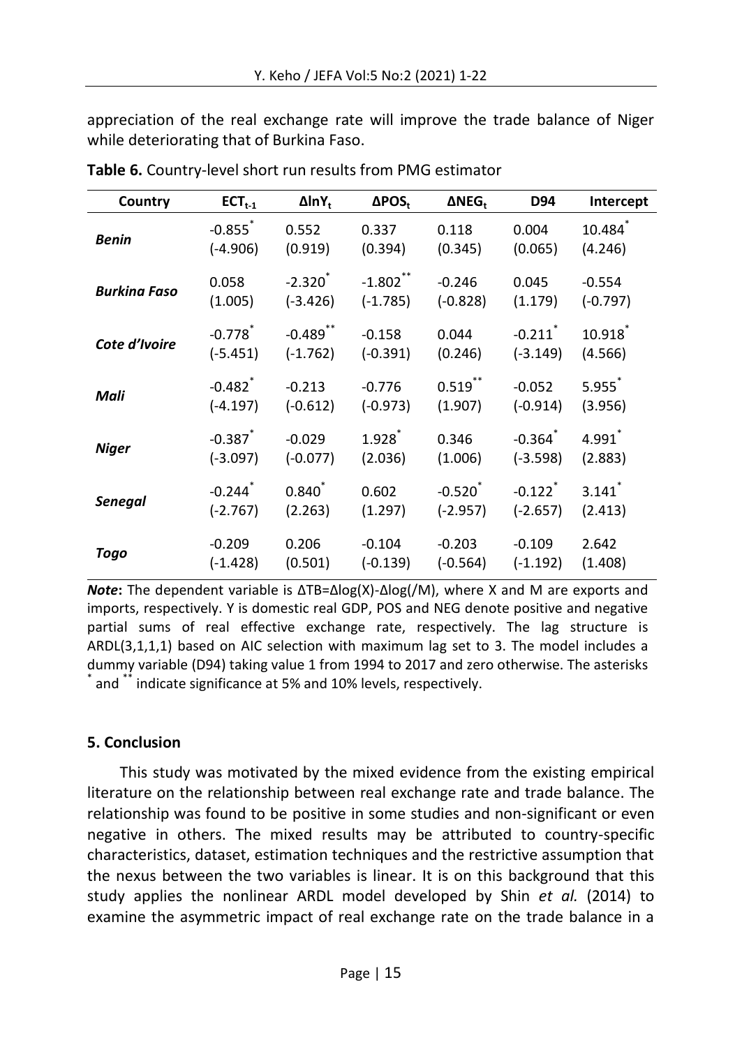appreciation of the real exchange rate will improve the trade balance of Niger while deteriorating that of Burkina Faso.

**Table 6.** Country-level short run results from PMG estimator

| Country | $ECT_{t-1}$ | $\Delta lnY_t$ | $\Delta POS_t$ | $\Delta NEG_t$ | D94 | Intercept |
|---|---|---|---|---|---|---|
| ***Benin*** | -0.855* | 0.552 | 0.337 | 0.118 | 0.004 | 10.484* |
| | (-4.906) | (0.919) | (0.394) | (0.345) | (0.065) | (4.246) |
| ***Burkina Faso*** | 0.058 | -2.320* | -1.802** | -0.246 | 0.045 | -0.554 |
| | (1.005) | (-3.426) | (-1.785) | (-0.828) | (1.179) | (-0.797) |
| ***Cote d'Ivoire*** | -0.778* | -0.489** | -0.158 | 0.044 | -0.211* | 10.918* |
| | (-5.451) | (-1.762) | (-0.391) | (0.246) | (-3.149) | (4.566) |
| ***Mali*** | -0.482* | -0.213 | -0.776 | 0.519** | -0.052 | 5.955* |
| | (-4.197) | (-0.612) | (-0.973) | (1.907) | (-0.914) | (3.956) |
| ***Niger*** | -0.387* | -0.029 | 1.928* | 0.346 | -0.364* | 4.991* |
| | (-3.097) | (-0.077) | (2.036) | (1.006) | (-3.598) | (2.883) |
| ***Senegal*** | -0.244* | 0.840* | 0.602 | -0.520* | -0.122* | 3.141* |
| | (-2.767) | (2.263) | (1.297) | (-2.957) | (-2.657) | (2.413) |
| ***Togo*** | -0.209 | 0.206 | -0.104 | -0.203 | -0.109 | 2.642 |
| | (-1.428) | (0.501) | (-0.139) | (-0.564) | (-1.192) | (1.408) |

***Note*:** The dependent variable is ΔTB=Δlog(X)-Δlog(/M), where X and M are exports and imports, respectively. Y is domestic real GDP, POS and NEG denote positive and negative partial sums of real effective exchange rate, respectively. The lag structure is ARDL(3,1,1,1) based on AIC selection with maximum lag set to 3. The model includes a dummy variable (D94) taking value 1 from 1994 to 2017 and zero otherwise. The asterisks * and ** indicate significance at 5% and 10% levels, respectively.

## 5. Conclusion

This study was motivated by the mixed evidence from the existing empirical literature on the relationship between real exchange rate and trade balance. The relationship was found to be positive in some studies and non-significant or even negative in others. The mixed results may be attributed to country-specific characteristics, dataset, estimation techniques and the restrictive assumption that the nexus between the two variables is linear. It is on this background that this study applies the nonlinear ARDL model developed by Shin *et al.* (2014) to examine the asymmetric impact of real exchange rate on the trade balance in a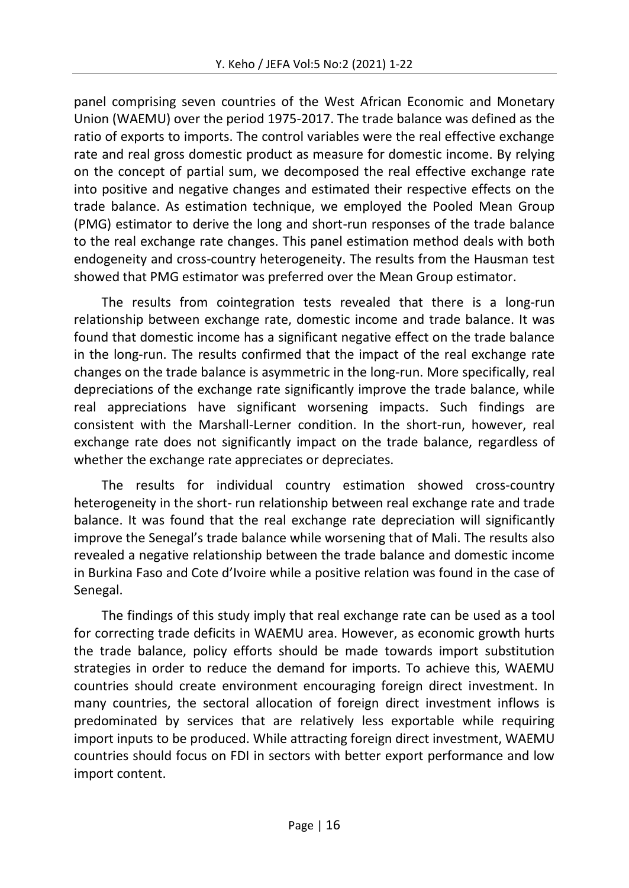panel comprising seven countries of the West African Economic and Monetary Union (WAEMU) over the period 1975-2017. The trade balance was defined as the ratio of exports to imports. The control variables were the real effective exchange rate and real gross domestic product as measure for domestic income. By relying on the concept of partial sum, we decomposed the real effective exchange rate into positive and negative changes and estimated their respective effects on the trade balance. As estimation technique, we employed the Pooled Mean Group (PMG) estimator to derive the long and short-run responses of the trade balance to the real exchange rate changes. This panel estimation method deals with both endogeneity and cross-country heterogeneity. The results from the Hausman test showed that PMG estimator was preferred over the Mean Group estimator.

The results from cointegration tests revealed that there is a long-run relationship between exchange rate, domestic income and trade balance. It was found that domestic income has a significant negative effect on the trade balance in the long-run. The results confirmed that the impact of the real exchange rate changes on the trade balance is asymmetric in the long-run. More specifically, real depreciations of the exchange rate significantly improve the trade balance, while real appreciations have significant worsening impacts. Such findings are consistent with the Marshall-Lerner condition. In the short-run, however, real exchange rate does not significantly impact on the trade balance, regardless of whether the exchange rate appreciates or depreciates.

The results for individual country estimation showed cross-country heterogeneity in the short- run relationship between real exchange rate and trade balance. It was found that the real exchange rate depreciation will significantly improve the Senegal's trade balance while worsening that of Mali. The results also revealed a negative relationship between the trade balance and domestic income in Burkina Faso and Cote d'Ivoire while a positive relation was found in the case of Senegal.

The findings of this study imply that real exchange rate can be used as a tool for correcting trade deficits in WAEMU area. However, as economic growth hurts the trade balance, policy efforts should be made towards import substitution strategies in order to reduce the demand for imports. To achieve this, WAEMU countries should create environment encouraging foreign direct investment. In many countries, the sectoral allocation of foreign direct investment inflows is predominated by services that are relatively less exportable while requiring import inputs to be produced. While attracting foreign direct investment, WAEMU countries should focus on FDI in sectors with better export performance and low import content.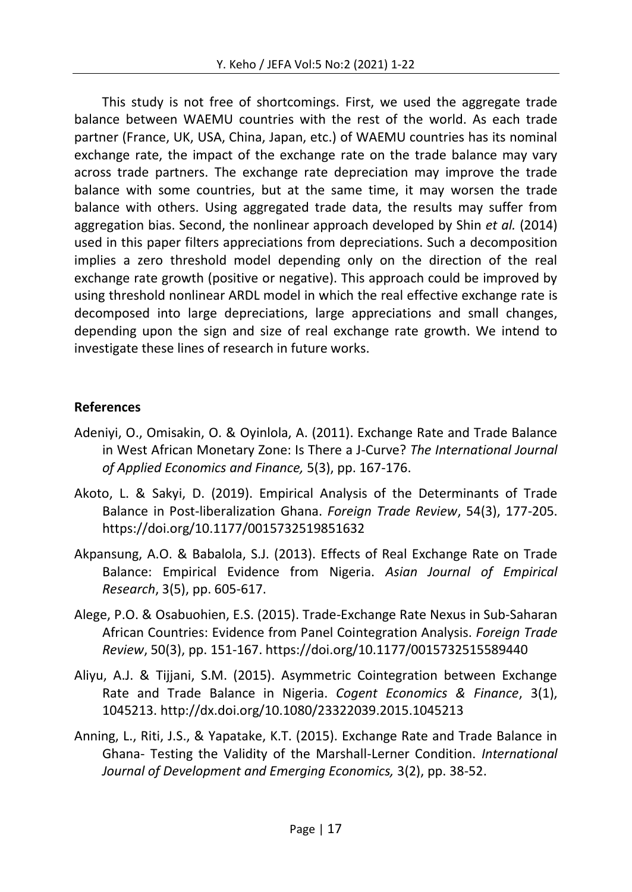This study is not free of shortcomings. First, we used the aggregate trade balance between WAEMU countries with the rest of the world. As each trade partner (France, UK, USA, China, Japan, etc.) of WAEMU countries has its nominal exchange rate, the impact of the exchange rate on the trade balance may vary across trade partners. The exchange rate depreciation may improve the trade balance with some countries, but at the same time, it may worsen the trade balance with others. Using aggregated trade data, the results may suffer from aggregation bias. Second, the nonlinear approach developed by Shin *et al.* (2014) used in this paper filters appreciations from depreciations. Such a decomposition implies a zero threshold model depending only on the direction of the real exchange rate growth (positive or negative). This approach could be improved by using threshold nonlinear ARDL model in which the real effective exchange rate is decomposed into large depreciations, large appreciations and small changes, depending upon the sign and size of real exchange rate growth. We intend to investigate these lines of research in future works.

## References

Adeniyi, O., Omisakin, O. & Oyinlola, A. (2011). Exchange Rate and Trade Balance in West African Monetary Zone: Is There a J-Curve? *The International Journal of Applied Economics and Finance,* 5(3), pp. 167-176.

Akoto, L. & Sakyi, D. (2019). Empirical Analysis of the Determinants of Trade Balance in Post-liberalization Ghana. *Foreign Trade Review*, 54(3), 177-205. https://doi.org/10.1177/0015732519851632

Akpansung, A.O. & Babalola, S.J. (2013). Effects of Real Exchange Rate on Trade Balance: Empirical Evidence from Nigeria. *Asian Journal of Empirical Research*, 3(5), pp. 605-617.

Alege, P.O. & Osabuohien, E.S. (2015). Trade-Exchange Rate Nexus in Sub-Saharan African Countries: Evidence from Panel Cointegration Analysis. *Foreign Trade Review*, 50(3), pp. 151-167. https://doi.org/10.1177/0015732515589440

Aliyu, A.J. & Tijjani, S.M. (2015). Asymmetric Cointegration between Exchange Rate and Trade Balance in Nigeria. *Cogent Economics & Finance*, 3(1), 1045213. http://dx.doi.org/10.1080/23322039.2015.1045213

Anning, L., Riti, J.S., & Yapatake, K.T. (2015). Exchange Rate and Trade Balance in Ghana- Testing the Validity of the Marshall-Lerner Condition. *International Journal of Development and Emerging Economics,* 3(2), pp. 38-52.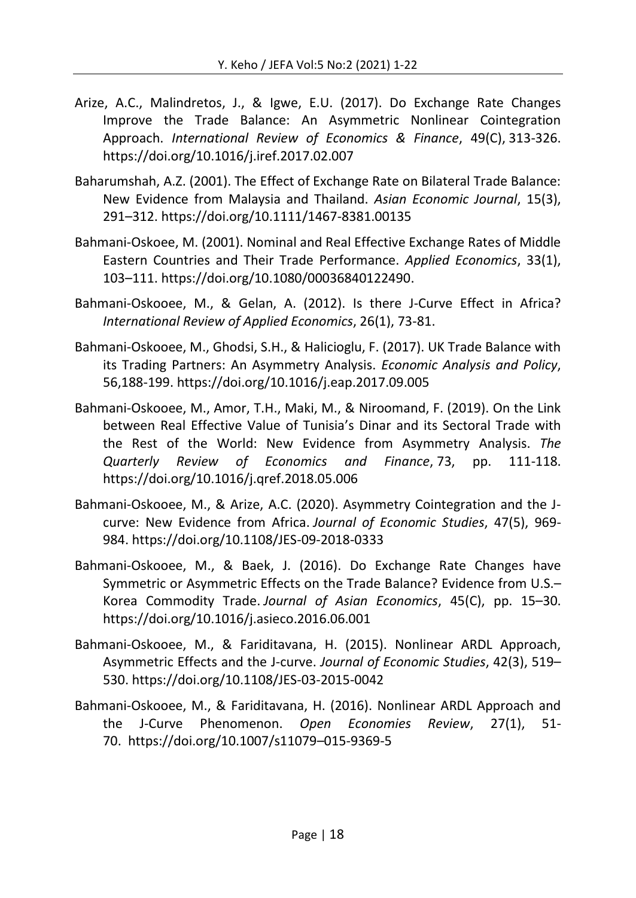Arize, A.C., Malindretos, J., & Igwe, E.U. (2017). Do Exchange Rate Changes Improve the Trade Balance: An Asymmetric Nonlinear Cointegration Approach. *International Review of Economics & Finance*, 49(C), 313-326. https://doi.org/10.1016/j.iref.2017.02.007

Baharumshah, A.Z. (2001). The Effect of Exchange Rate on Bilateral Trade Balance: New Evidence from Malaysia and Thailand. *Asian Economic Journal*, 15(3), 291–312. https://doi.org/10.1111/1467-8381.00135

Bahmani-Oskoee, M. (2001). Nominal and Real Effective Exchange Rates of Middle Eastern Countries and Their Trade Performance. *Applied Economics*, 33(1), 103–111. https://doi.org/10.1080/00036840122490.

Bahmani-Oskooee, M., & Gelan, A. (2012). Is there J-Curve Effect in Africa? *International Review of Applied Economics*, 26(1), 73-81.

Bahmani-Oskooee, M., Ghodsi, S.H., & Halicioglu, F. (2017). UK Trade Balance with its Trading Partners: An Asymmetry Analysis. *Economic Analysis and Policy*, 56,188-199. https://doi.org/10.1016/j.eap.2017.09.005

Bahmani-Oskooee, M., Amor, T.H., Maki, M., & Niroomand, F. (2019). On the Link between Real Effective Value of Tunisia's Dinar and its Sectoral Trade with the Rest of the World: New Evidence from Asymmetry Analysis. *The Quarterly Review of Economics and Finance*, 73, pp. 111-118. https://doi.org/10.1016/j.qref.2018.05.006

Bahmani-Oskooee, M., & Arize, A.C. (2020). Asymmetry Cointegration and the J-curve: New Evidence from Africa. *Journal of Economic Studies*, 47(5), 969-984. https://doi.org/10.1108/JES-09-2018-0333

Bahmani-Oskooee, M., & Baek, J. (2016). Do Exchange Rate Changes have Symmetric or Asymmetric Effects on the Trade Balance? Evidence from U.S.–Korea Commodity Trade. *Journal of Asian Economics*, 45(C), pp. 15–30. https://doi.org/10.1016/j.asieco.2016.06.001

Bahmani-Oskooee, M., & Fariditavana, H. (2015). Nonlinear ARDL Approach, Asymmetric Effects and the J-curve. *Journal of Economic Studies*, 42(3), 519–530. https://doi.org/10.1108/JES-03-2015-0042

Bahmani-Oskooee, M., & Fariditavana, H. (2016). Nonlinear ARDL Approach and the J-Curve Phenomenon. *Open Economies Review*, 27(1), 51-70. https://doi.org/10.1007/s11079–015-9369-5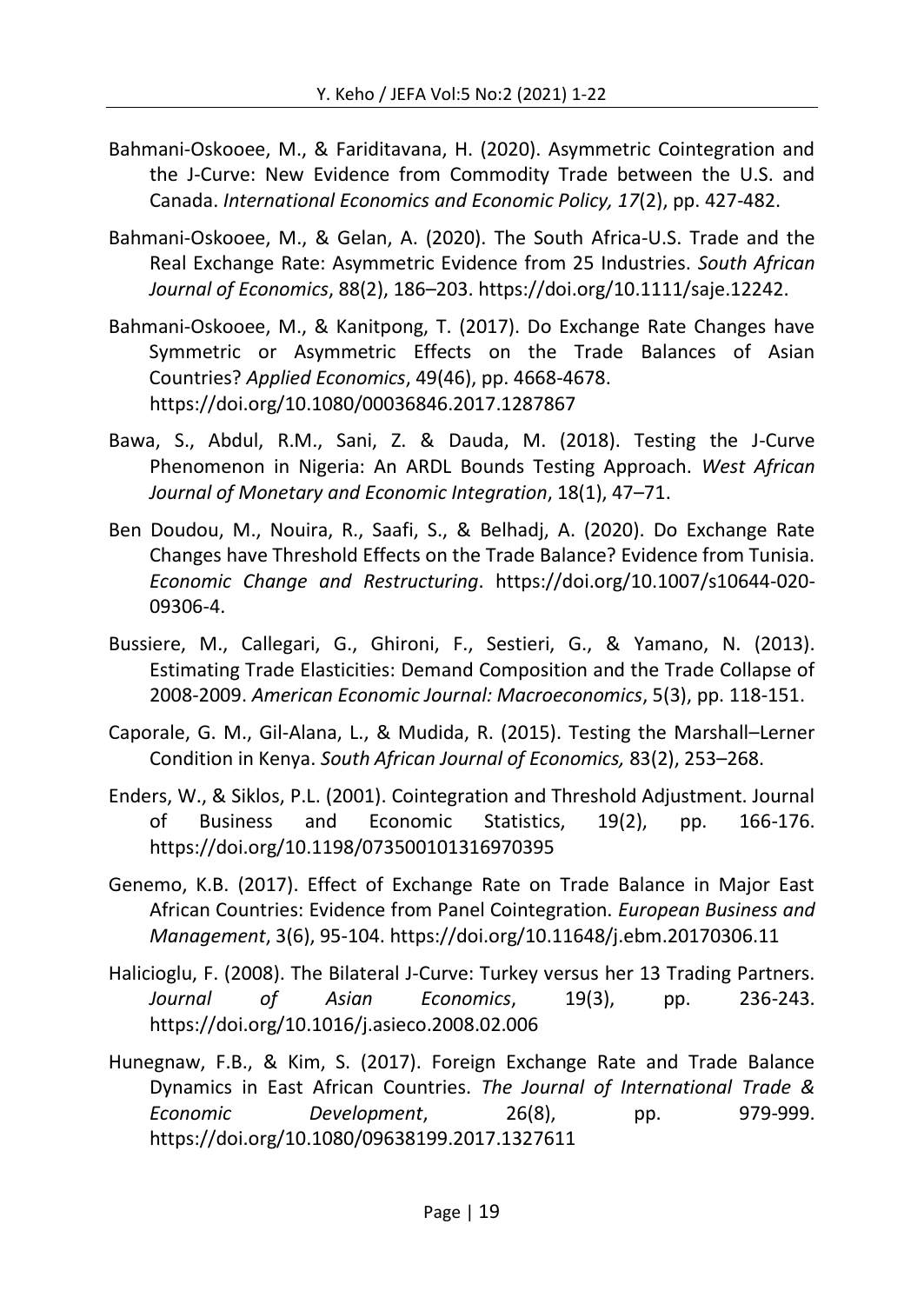Bahmani-Oskooee, M., & Fariditavana, H. (2020). Asymmetric Cointegration and the J-Curve: New Evidence from Commodity Trade between the U.S. and Canada. *International Economics and Economic Policy, 17*(2), pp. 427-482.

Bahmani-Oskooee, M., & Gelan, A. (2020). The South Africa-U.S. Trade and the Real Exchange Rate: Asymmetric Evidence from 25 Industries. *South African Journal of Economics*, 88(2), 186–203. https://doi.org/10.1111/saje.12242.

Bahmani-Oskooee, M., & Kanitpong, T. (2017). Do Exchange Rate Changes have Symmetric or Asymmetric Effects on the Trade Balances of Asian Countries? *Applied Economics*, 49(46), pp. 4668-4678. https://doi.org/10.1080/00036846.2017.1287867

Bawa, S., Abdul, R.M., Sani, Z. & Dauda, M. (2018). Testing the J-Curve Phenomenon in Nigeria: An ARDL Bounds Testing Approach. *West African Journal of Monetary and Economic Integration*, 18(1), 47–71.

Ben Doudou, M., Nouira, R., Saafi, S., & Belhadj, A. (2020). Do Exchange Rate Changes have Threshold Effects on the Trade Balance? Evidence from Tunisia. *Economic Change and Restructuring*. https://doi.org/10.1007/s10644-020-09306-4.

Bussiere, M., Callegari, G., Ghironi, F., Sestieri, G., & Yamano, N. (2013). Estimating Trade Elasticities: Demand Composition and the Trade Collapse of 2008-2009. *American Economic Journal: Macroeconomics*, 5(3), pp. 118-151.

Caporale, G. M., Gil-Alana, L., & Mudida, R. (2015). Testing the Marshall–Lerner Condition in Kenya. *South African Journal of Economics,* 83(2), 253–268.

Enders, W., & Siklos, P.L. (2001). Cointegration and Threshold Adjustment. Journal of Business and Economic Statistics, 19(2), pp. 166-176. https://doi.org/10.1198/073500101316970395

Genemo, K.B. (2017). Effect of Exchange Rate on Trade Balance in Major East African Countries: Evidence from Panel Cointegration. *European Business and Management*, 3(6), 95-104. https://doi.org/10.11648/j.ebm.20170306.11

Halicioglu, F. (2008). The Bilateral J-Curve: Turkey versus her 13 Trading Partners. *Journal of Asian Economics*, 19(3), pp. 236-243. https://doi.org/10.1016/j.asieco.2008.02.006

Hunegnaw, F.B., & Kim, S. (2017). Foreign Exchange Rate and Trade Balance Dynamics in East African Countries. *The Journal of International Trade & Economic Development*, 26(8), pp. 979-999. https://doi.org/10.1080/09638199.2017.1327611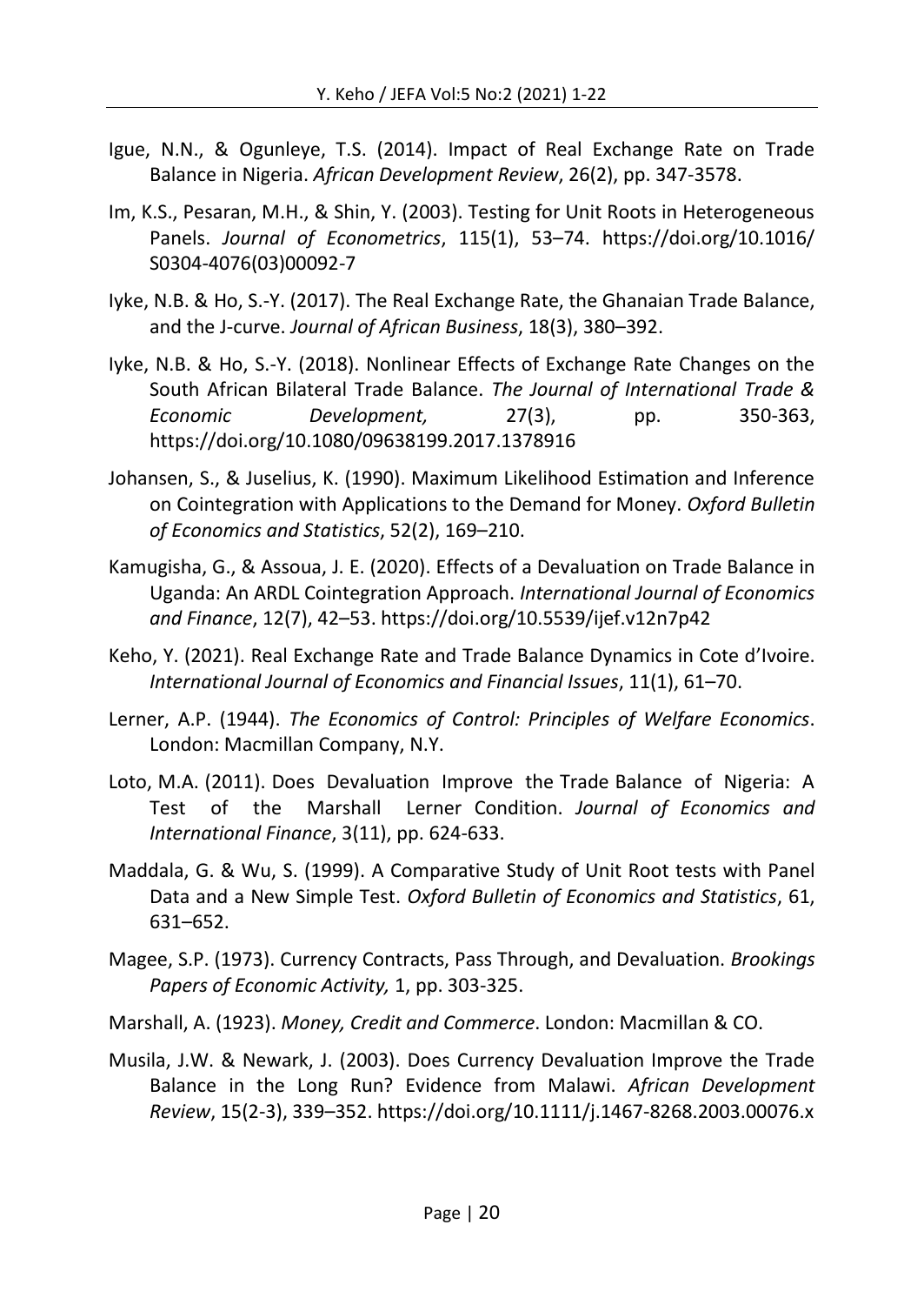Igue, N.N., & Ogunleye, T.S. (2014). Impact of Real Exchange Rate on Trade Balance in Nigeria. *African Development Review*, 26(2), pp. 347-3578.

Im, K.S., Pesaran, M.H., & Shin, Y. (2003). Testing for Unit Roots in Heterogeneous Panels. *Journal of Econometrics*, 115(1), 53–74. https://doi.org/10.1016/S0304-4076(03)00092-7

Iyke, N.B. & Ho, S.-Y. (2017). The Real Exchange Rate, the Ghanaian Trade Balance, and the J-curve. *Journal of African Business*, 18(3), 380–392.

Iyke, N.B. & Ho, S.-Y. (2018). Nonlinear Effects of Exchange Rate Changes on the South African Bilateral Trade Balance. *The Journal of International Trade & Economic Development,* 27(3), pp. 350-363, https://doi.org/10.1080/09638199.2017.1378916

Johansen, S., & Juselius, K. (1990). Maximum Likelihood Estimation and Inference on Cointegration with Applications to the Demand for Money. *Oxford Bulletin of Economics and Statistics*, 52(2), 169–210.

Kamugisha, G., & Assoua, J. E. (2020). Effects of a Devaluation on Trade Balance in Uganda: An ARDL Cointegration Approach. *International Journal of Economics and Finance*, 12(7), 42–53. https://doi.org/10.5539/ijef.v12n7p42

Keho, Y. (2021). Real Exchange Rate and Trade Balance Dynamics in Cote d'Ivoire. *International Journal of Economics and Financial Issues*, 11(1), 61–70.

Lerner, A.P. (1944). *The Economics of Control: Principles of Welfare Economics*. London: Macmillan Company, N.Y.

Loto, M.A. (2011). Does Devaluation Improve the Trade Balance of Nigeria: A Test of the Marshall Lerner Condition. *Journal of Economics and International Finance*, 3(11), pp. 624-633.

Maddala, G. & Wu, S. (1999). A Comparative Study of Unit Root tests with Panel Data and a New Simple Test. *Oxford Bulletin of Economics and Statistics*, 61, 631–652.

Magee, S.P. (1973). Currency Contracts, Pass Through, and Devaluation. *Brookings Papers of Economic Activity,* 1, pp. 303-325.

Marshall, A. (1923). *Money, Credit and Commerce*. London: Macmillan & CO.

Musila, J.W. & Newark, J. (2003). Does Currency Devaluation Improve the Trade Balance in the Long Run? Evidence from Malawi. *African Development Review*, 15(2-3), 339–352. https://doi.org/10.1111/j.1467-8268.2003.00076.x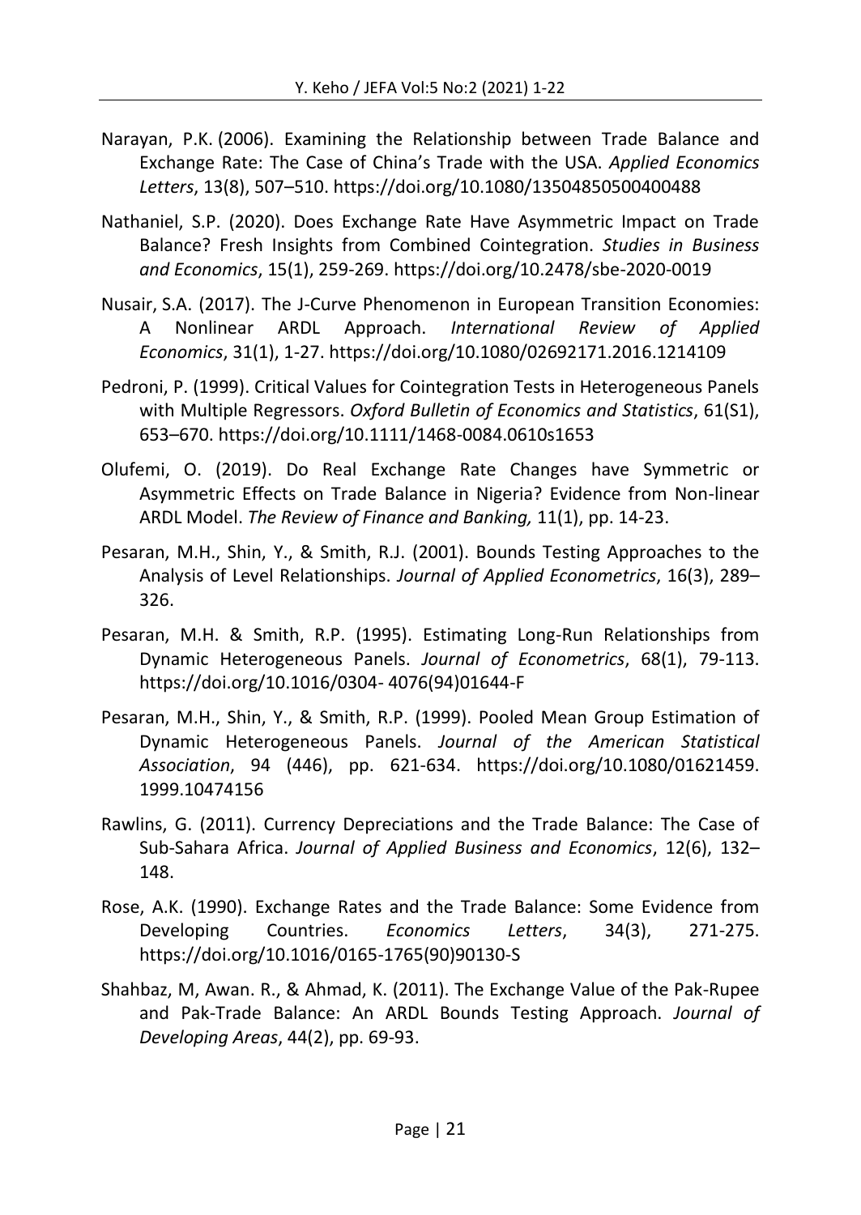Narayan, P.K. (2006). Examining the Relationship between Trade Balance and Exchange Rate: The Case of China's Trade with the USA. *Applied Economics Letters*, 13(8), 507–510. https://doi.org/10.1080/13504850500400488

Nathaniel, S.P. (2020). Does Exchange Rate Have Asymmetric Impact on Trade Balance? Fresh Insights from Combined Cointegration. *Studies in Business and Economics*, 15(1), 259-269. https://doi.org/10.2478/sbe-2020-0019

Nusair, S.A. (2017). The J-Curve Phenomenon in European Transition Economies: A Nonlinear ARDL Approach. *International Review of Applied Economics*, 31(1), 1-27. https://doi.org/10.1080/02692171.2016.1214109

Pedroni, P. (1999). Critical Values for Cointegration Tests in Heterogeneous Panels with Multiple Regressors. *Oxford Bulletin of Economics and Statistics*, 61(S1), 653–670. https://doi.org/10.1111/1468-0084.0610s1653

Olufemi, O. (2019). Do Real Exchange Rate Changes have Symmetric or Asymmetric Effects on Trade Balance in Nigeria? Evidence from Non-linear ARDL Model. *The Review of Finance and Banking,* 11(1), pp. 14-23.

Pesaran, M.H., Shin, Y., & Smith, R.J. (2001). Bounds Testing Approaches to the Analysis of Level Relationships. *Journal of Applied Econometrics*, 16(3), 289–326.

Pesaran, M.H. & Smith, R.P. (1995). Estimating Long-Run Relationships from Dynamic Heterogeneous Panels. *Journal of Econometrics*, 68(1), 79-113. https://doi.org/10.1016/0304- 4076(94)01644-F

Pesaran, M.H., Shin, Y., & Smith, R.P. (1999). Pooled Mean Group Estimation of Dynamic Heterogeneous Panels. *Journal of the American Statistical Association*, 94 (446), pp. 621-634. https://doi.org/10.1080/01621459. 1999.10474156

Rawlins, G. (2011). Currency Depreciations and the Trade Balance: The Case of Sub-Sahara Africa. *Journal of Applied Business and Economics*, 12(6), 132–148.

Rose, A.K. (1990). Exchange Rates and the Trade Balance: Some Evidence from Developing Countries. *Economics Letters*, 34(3), 271-275. https://doi.org/10.1016/0165-1765(90)90130-S

Shahbaz, M, Awan. R., & Ahmad, K. (2011). The Exchange Value of the Pak-Rupee and Pak-Trade Balance: An ARDL Bounds Testing Approach. *Journal of Developing Areas*, 44(2), pp. 69-93.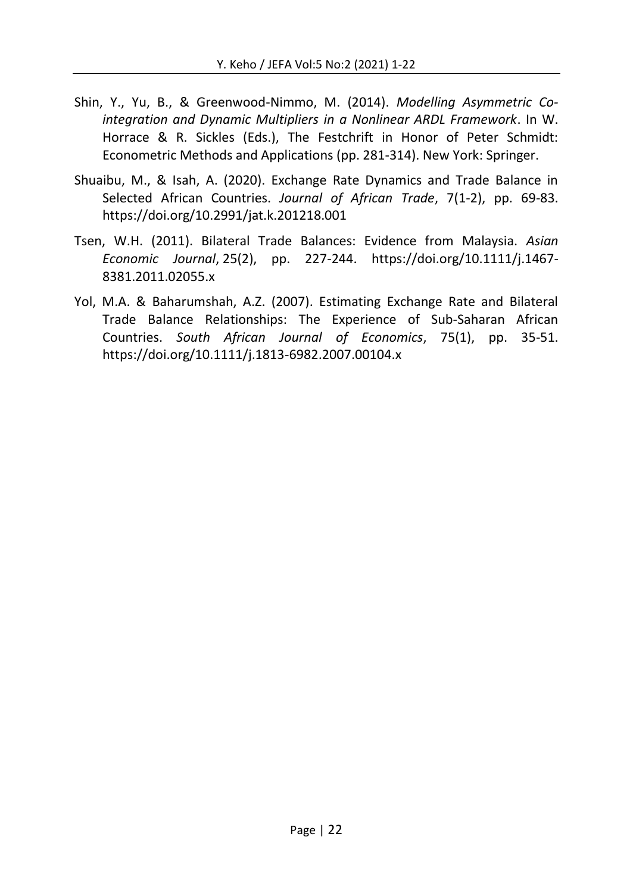Shin, Y., Yu, B., & Greenwood-Nimmo, M. (2014). *Modelling Asymmetric Co-integration and Dynamic Multipliers in a Nonlinear ARDL Framework*. In W. Horrace & R. Sickles (Eds.), The Festchrift in Honor of Peter Schmidt: Econometric Methods and Applications (pp. 281-314). New York: Springer.

Shuaibu, M., & Isah, A. (2020). Exchange Rate Dynamics and Trade Balance in Selected African Countries. *Journal of African Trade*, 7(1-2), pp. 69-83. https://doi.org/10.2991/jat.k.201218.001

Tsen, W.H. (2011). Bilateral Trade Balances: Evidence from Malaysia. *Asian Economic Journal*, 25(2), pp. 227-244. https://doi.org/10.1111/j.1467-8381.2011.02055.x

Yol, M.A. & Baharumshah, A.Z. (2007). Estimating Exchange Rate and Bilateral Trade Balance Relationships: The Experience of Sub-Saharan African Countries. *South African Journal of Economics*, 75(1), pp. 35-51. https://doi.org/10.1111/j.1813-6982.2007.00104.x